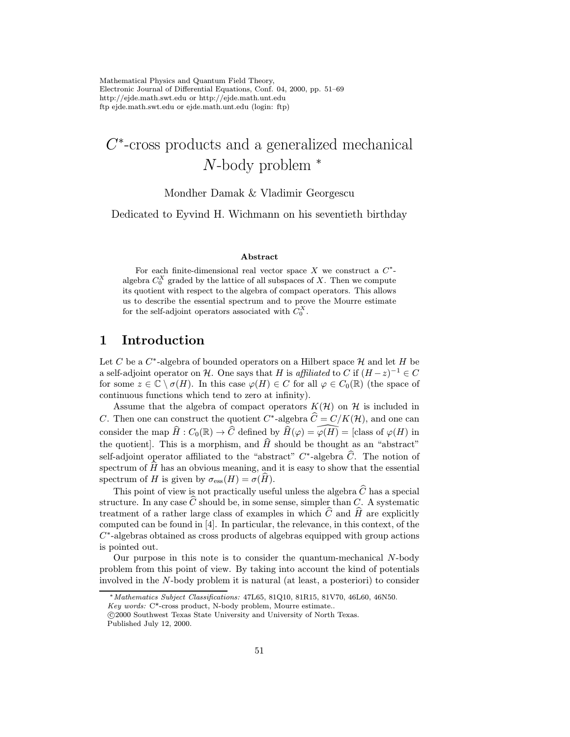# $C^*$-cross products and a generalized mechanical $N$-body problem *

Mondher Damak & Vladimir Georgescu

Dedicated to Eyvind H. Wichmann on his seventieth birthday

### Abstract

For each finite-dimensional real vector space $X$ we construct a $C^*$-algebra $C_0^X$ graded by the lattice of all subspaces of $X$. Then we compute its quotient with respect to the algebra of compact operators. This allows us to describe the essential spectrum and to prove the Mourre estimate for the self-adjoint operators associated with $C_0^X$.

## 1 Introduction

Let $C$ be a $C^*$-algebra of bounded operators on a Hilbert space $\mathcal{H}$ and let $H$ be a self-adjoint operator on $\mathcal{H}$. One says that $H$ is *affiliated* to $C$ if $(H-z)^{-1} \in C$ for some $z \in \mathbb{C} \setminus \sigma(H)$. In this case $\varphi(H) \in C$ for all $\varphi \in C_0(\mathbb{R})$ (the space of continuous functions which tend to zero at infinity).

Assume that the algebra of compact operators $K(\mathcal{H})$ on $\mathcal{H}$ is included in $C$. Then one can construct the quotient $C^*$-algebra $\widehat{C} = C/K(\mathcal{H})$, and one can consider the map $\widehat{H} : C_0(\mathbb{R}) \to \widehat{C}$ defined by $\widehat{H}(\varphi) = \widehat{\varphi(H)} =$ [class of $\varphi(H)$ in the quotient]. This is a morphism, and $\widehat{H}$ should be thought as an "abstract" self-adjoint operator affiliated to the "abstract" $C^*$-algebra $\widehat{C}$. The notion of spectrum of $\widehat{H}$ has an obvious meaning, and it is easy to show that the essential spectrum of $H$ is given by $\sigma_{\text{ess}}(H) = \sigma(\widehat{H})$.

This point of view is not practically useful unless the algebra $\widehat{C}$ has a special structure. In any case $\widehat{C}$ should be, in some sense, simpler than $C$. A systematic treatment of a rather large class of examples in which $\widehat{C}$ and $\widehat{H}$ are explicitly computed can be found in [4]. In particular, the relevance, in this context, of the $C^*$-algebras obtained as cross products of algebras equipped with group actions is pointed out.

Our purpose in this note is to consider the quantum-mechanical $N$-body problem from this point of view. By taking into account the kind of potentials involved in the $N$-body problem it is natural (at least, a posteriori) to consider

---

**Mathematics Subject Classifications:* 47L65, 81Q10, 81R15, 81V70, 46L60, 46N50.
*Key words:* C*-cross product, N-body problem, Mourre estimate..
©2000 Southwest Texas State University and University of North Texas.
Published July 12, 2000.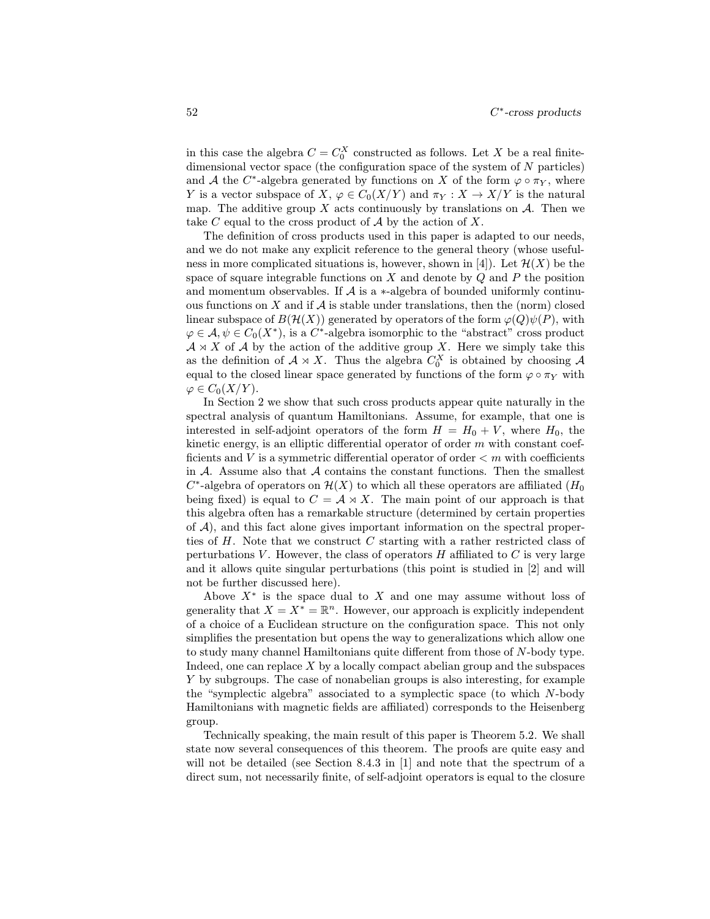in this case the algebra $C = C_0^X$ constructed as follows. Let $X$ be a real finite-dimensional vector space (the configuration space of the system of $N$ particles) and $\mathcal{A}$ the $C^*$-algebra generated by functions on $X$ of the form $\varphi \circ \pi_Y$, where $Y$ is a vector subspace of $X$, $\varphi \in C_0(X/Y)$ and $\pi_Y : X \to X/Y$ is the natural map. The additive group $X$ acts continuously by translations on $\mathcal{A}$. Then we take $C$ equal to the cross product of $\mathcal{A}$ by the action of $X$.

The definition of cross products used in this paper is adapted to our needs, and we do not make any explicit reference to the general theory (whose usefulness in more complicated situations is, however, shown in [4]). Let $\mathcal{H}(X)$ be the space of square integrable functions on $X$ and denote by $Q$ and $P$ the position and momentum observables. If $\mathcal{A}$ is a $*$-algebra of bounded uniformly continuous functions on $X$ and if $\mathcal{A}$ is stable under translations, then the (norm) closed linear subspace of $B(\mathcal{H}(X))$ generated by operators of the form $\varphi(Q)\psi(P)$, with $\varphi \in \mathcal{A}, \psi \in C_0(X^*)$, is a $C^*$-algebra isomorphic to the "abstract" cross product $\mathcal{A} \rtimes X$ of $\mathcal{A}$ by the action of the additive group $X$. Here we simply take this as the definition of $\mathcal{A} \rtimes X$. Thus the algebra $C_0^X$ is obtained by choosing $\mathcal{A}$ equal to the closed linear space generated by functions of the form $\varphi \circ \pi_Y$ with $\varphi \in C_0(X/Y)$.

In Section 2 we show that such cross products appear quite naturally in the spectral analysis of quantum Hamiltonians. Assume, for example, that one is interested in self-adjoint operators of the form $H = H_0 + V$, where $H_0$, the kinetic energy, is an elliptic differential operator of order $m$ with constant coefficients and $V$ is a symmetric differential operator of order $< m$ with coefficients in $\mathcal{A}$. Assume also that $\mathcal{A}$ contains the constant functions. Then the smallest $C^*$-algebra of operators on $\mathcal{H}(X)$ to which all these operators are affiliated ($H_0$ being fixed) is equal to $C = \mathcal{A} \rtimes X$. The main point of our approach is that this algebra often has a remarkable structure (determined by certain properties of $\mathcal{A}$), and this fact alone gives important information on the spectral properties of $H$. Note that we construct $C$ starting with a rather restricted class of perturbations $V$. However, the class of operators $H$ affiliated to $C$ is very large and it allows quite singular perturbations (this point is studied in [2] and will not be further discussed here).

Above $X^*$ is the space dual to $X$ and one may assume without loss of generality that $X = X^* = \mathbb{R}^n$. However, our approach is explicitly independent of a choice of a Euclidean structure on the configuration space. This not only simplifies the presentation but opens the way to generalizations which allow one to study many channel Hamiltonians quite different from those of $N$-body type. Indeed, one can replace $X$ by a locally compact abelian group and the subspaces $Y$ by subgroups. The case of nonabelian groups is also interesting, for example the "symplectic algebra" associated to a symplectic space (to which $N$-body Hamiltonians with magnetic fields are affiliated) corresponds to the Heisenberg group.

Technically speaking, the main result of this paper is Theorem 5.2. We shall state now several consequences of this theorem. The proofs are quite easy and will not be detailed (see Section 8.4.3 in [1] and note that the spectrum of a direct sum, not necessarily finite, of self-adjoint operators is equal to the closure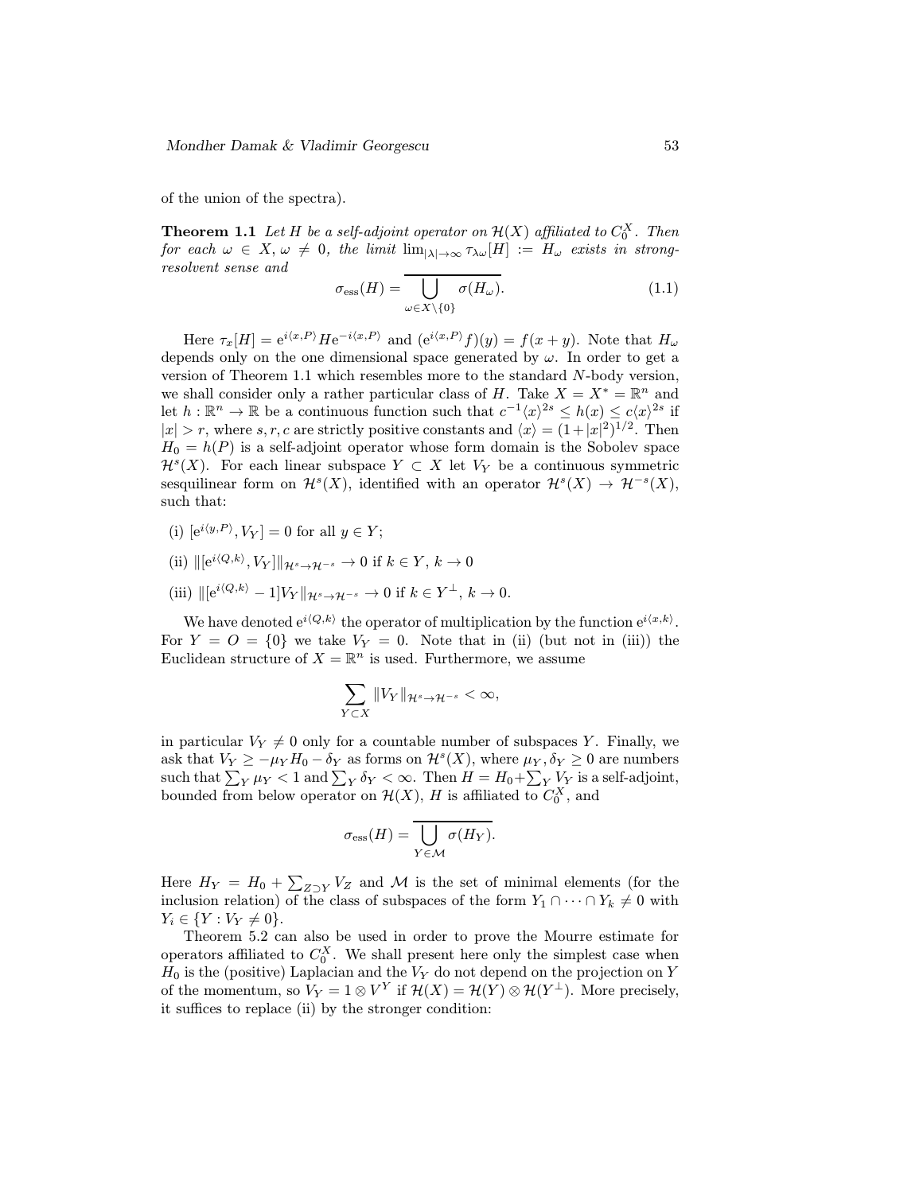of the union of the spectra).

**Theorem 1.1** *Let $H$ be a self-adjoint operator on $\mathcal{H}(X)$ affiliated to $C_0^X$. Then for each $\omega \in X, \omega \neq 0$, the limit $\lim_{|\lambda|\to\infty} \tau_{\lambda\omega}[H] := H_\omega$ exists in strong-resolvent sense and*

$$\sigma_{\mathrm{ess}}(H) = \overline{\bigcup_{\omega \in X\setminus\{0\}} \sigma(H_\omega)}. \tag{1.1}$$

Here $\tau_x[H] = \mathrm{e}^{i\langle x,P\rangle} H \mathrm{e}^{-i\langle x,P\rangle}$ and $(\mathrm{e}^{i\langle x,P\rangle} f)(y) = f(x+y)$. Note that $H_\omega$ depends only on the one dimensional space generated by $\omega$. In order to get a version of Theorem 1.1 which resembles more to the standard $N$-body version, we shall consider only a rather particular class of $H$. Take $X = X^* = \mathbb{R}^n$ and let $h : \mathbb{R}^n \to \mathbb{R}$ be a continuous function such that $c^{-1}\langle x\rangle^{2s} \leq h(x) \leq c\langle x\rangle^{2s}$ if $|x| > r$, where $s, r, c$ are strictly positive constants and $\langle x\rangle = (1+|x|^2)^{1/2}$. Then $H_0 = h(P)$ is a self-adjoint operator whose form domain is the Sobolev space $\mathcal{H}^s(X)$. For each linear subspace $Y \subset X$ let $V_Y$ be a continuous symmetric sesquilinear form on $\mathcal{H}^s(X)$, identified with an operator $\mathcal{H}^s(X) \to \mathcal{H}^{-s}(X)$, such that:

(i) $[\mathrm{e}^{i\langle y,P\rangle}, V_Y] = 0$ for all $y \in Y$;

(ii) $\|[\mathrm{e}^{i\langle Q,k\rangle}, V_Y]\|_{\mathcal{H}^s\to\mathcal{H}^{-s}} \to 0$ if $k \in Y$, $k \to 0$

(iii) $\|[\mathrm{e}^{i\langle Q,k\rangle} - 1]V_Y\|_{\mathcal{H}^s\to\mathcal{H}^{-s}} \to 0$ if $k \in Y^\perp$, $k \to 0$.

We have denoted $\mathrm{e}^{i\langle Q,k\rangle}$ the operator of multiplication by the function $\mathrm{e}^{i\langle x,k\rangle}$. For $Y = O = \{0\}$ we take $V_Y = 0$. Note that in (ii) (but not in (iii)) the Euclidean structure of $X = \mathbb{R}^n$ is used. Furthermore, we assume

$$\sum_{Y\subset X} \|V_Y\|_{\mathcal{H}^s\to\mathcal{H}^{-s}} < \infty,$$

in particular $V_Y \neq 0$ only for a countable number of subspaces $Y$. Finally, we ask that $V_Y \geq -\mu_Y H_0 - \delta_Y$ as forms on $\mathcal{H}^s(X)$, where $\mu_Y, \delta_Y \geq 0$ are numbers such that $\sum_Y \mu_Y < 1$ and $\sum_Y \delta_Y < \infty$. Then $H = H_0 + \sum_Y V_Y$ is a self-adjoint, bounded from below operator on $\mathcal{H}(X)$, $H$ is affiliated to $C_0^X$, and

$$\sigma_{\mathrm{ess}}(H) = \overline{\bigcup_{Y\in\mathcal{M}} \sigma(H_Y)}.$$

Here $H_Y = H_0 + \sum_{Z\supset Y} V_Z$ and $\mathcal{M}$ is the set of minimal elements (for the inclusion relation) of the class of subspaces of the form $Y_1 \cap \cdots \cap Y_k \neq 0$ with $Y_i \in \{Y : V_Y \neq 0\}$.

Theorem 5.2 can also be used in order to prove the Mourre estimate for operators affiliated to $C_0^X$. We shall present here only the simplest case when $H_0$ is the (positive) Laplacian and the $V_Y$ do not depend on the projection on $Y$ of the momentum, so $V_Y = 1 \otimes V^Y$ if $\mathcal{H}(X) = \mathcal{H}(Y) \otimes \mathcal{H}(Y^\perp)$. More precisely, it suffices to replace (ii) by the stronger condition: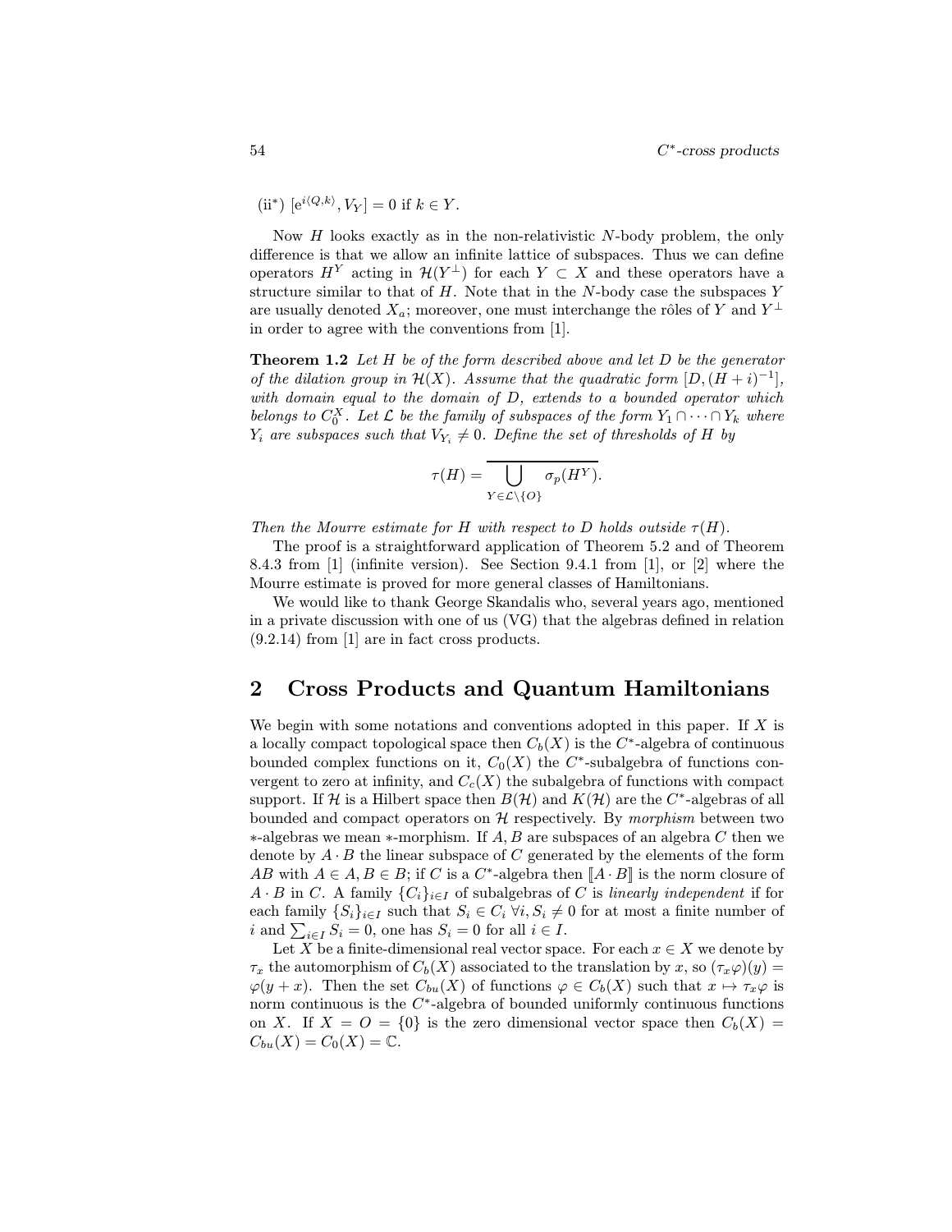(ii*) $[e^{i\langle Q,k\rangle}, V_Y] = 0$ if $k \in Y$.

Now $H$ looks exactly as in the non-relativistic $N$-body problem, the only difference is that we allow an infinite lattice of subspaces. Thus we can define operators $H^Y$ acting in $\mathcal{H}(Y^\perp)$ for each $Y \subset X$ and these operators have a structure similar to that of $H$. Note that in the $N$-body case the subspaces $Y$ are usually denoted $X_a$; moreover, one must interchange the rôles of $Y$ and $Y^\perp$ in order to agree with the conventions from [1].

**Theorem 1.2** *Let $H$ be of the form described above and let $D$ be the generator of the dilation group in $\mathcal{H}(X)$. Assume that the quadratic form $[D,(H+i)^{-1}]$, with domain equal to the domain of $D$, extends to a bounded operator which belongs to $C_0^X$. Let $\mathcal{L}$ be the family of subspaces of the form $Y_1 \cap \cdots \cap Y_k$ where $Y_i$ are subspaces such that $V_{Y_i} \neq 0$. Define the set of thresholds of $H$ by*

$$\tau(H) = \overline{\bigcup_{Y \in \mathcal{L} \setminus \{O\}} \sigma_p(H^Y)}.$$

*Then the Mourre estimate for $H$ with respect to $D$ holds outside $\tau(H)$.*

The proof is a straightforward application of Theorem 5.2 and of Theorem 8.4.3 from [1] (infinite version). See Section 9.4.1 from [1], or [2] where the Mourre estimate is proved for more general classes of Hamiltonians.

We would like to thank George Skandalis who, several years ago, mentioned in a private discussion with one of us (VG) that the algebras defined in relation (9.2.14) from [1] are in fact cross products.

## 2 Cross Products and Quantum Hamiltonians

We begin with some notations and conventions adopted in this paper. If $X$ is a locally compact topological space then $C_b(X)$ is the $C^*$-algebra of continuous bounded complex functions on it, $C_0(X)$ the $C^*$-subalgebra of functions convergent to zero at infinity, and $C_c(X)$ the subalgebra of functions with compact support. If $\mathcal{H}$ is a Hilbert space then $B(\mathcal{H})$ and $K(\mathcal{H})$ are the $C^*$-algebras of all bounded and compact operators on $\mathcal{H}$ respectively. By *morphism* between two $*$-algebras we mean $*$-morphism. If $A, B$ are subspaces of an algebra $C$ then we denote by $A \cdot B$ the linear subspace of $C$ generated by the elements of the form $AB$ with $A \in A, B \in B$; if $C$ is a $C^*$-algebra then $[\![A \cdot B]\!]$ is the norm closure of $A \cdot B$ in $C$. A family $\{C_i\}_{i \in I}$ of subalgebras of $C$ is *linearly independent* if for each family $\{S_i\}_{i \in I}$ such that $S_i \in C_i \ \forall i, S_i \neq 0$ for at most a finite number of $i$ and $\sum_{i \in I} S_i = 0$, one has $S_i = 0$ for all $i \in I$.

Let $X$ be a finite-dimensional real vector space. For each $x \in X$ we denote by $\tau_x$ the automorphism of $C_b(X)$ associated to the translation by $x$, so $(\tau_x \varphi)(y) = \varphi(y + x)$. Then the set $C_{bu}(X)$ of functions $\varphi \in C_b(X)$ such that $x \mapsto \tau_x \varphi$ is norm continuous is the $C^*$-algebra of bounded uniformly continuous functions on $X$. If $X = O = \{0\}$ is the zero dimensional vector space then $C_b(X) = C_{bu}(X) = C_0(X) = \mathbb{C}$.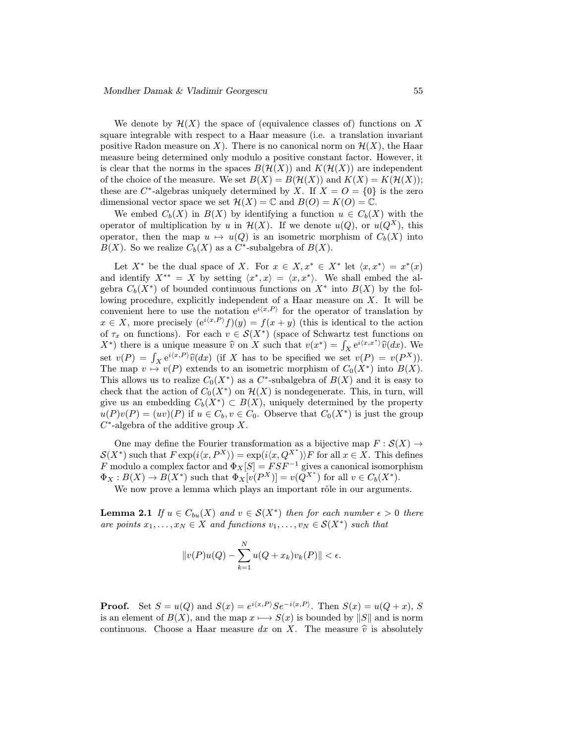We denote by $\mathcal{H}(X)$ the space of (equivalence classes of) functions on $X$ square integrable with respect to a Haar measure (i.e. a translation invariant positive Radon measure on $X$). There is no canonical norm on $\mathcal{H}(X)$, the Haar measure being determined only modulo a positive constant factor. However, it is clear that the norms in the spaces $B(\mathcal{H}(X))$ and $K(\mathcal{H}(X))$ are independent of the choice of the measure. We set $B(X) = B(\mathcal{H}(X))$ and $K(X) = K(\mathcal{H}(X))$; these are $C^*$-algebras uniquely determined by $X$. If $X = O = \{0\}$ is the zero dimensional vector space we set $\mathcal{H}(X) = \mathbb{C}$ and $B(O) = K(O) = \mathbb{C}$.

We embed $C_b(X)$ in $B(X)$ by identifying a function $u \in C_b(X)$ with the operator of multiplication by $u$ in $\mathcal{H}(X)$. If we denote $u(Q)$, or $u(Q^X)$, this operator, then the map $u \mapsto u(Q)$ is an isometric morphism of $C_b(X)$ into $B(X)$. So we realize $C_b(X)$ as a $C^*$-subalgebra of $B(X)$.

Let $X^*$ be the dual space of $X$. For $x \in X, x^* \in X^*$ let $\langle x, x^* \rangle = x^*(x)$ and identify $X^{**} = X$ by setting $\langle x^*, x \rangle = \langle x, x^* \rangle$. We shall embed the algebra $C_b(X^*)$ of bounded continuous functions on $X^*$ into $B(X)$ by the following procedure, explicitly independent of a Haar measure on $X$. It will be convenient here to use the notation $\mathrm{e}^{i\langle x,P\rangle}$ for the operator of translation by $x \in X$, more precisely $(\mathrm{e}^{i\langle x,P\rangle} f)(y) = f(x+y)$ (this is identical to the action of $\tau_x$ on functions). For each $v \in \mathcal{S}(X^*)$ (space of Schwartz test functions on $X^*$) there is a unique measure $\widehat{v}$ on $X$ such that $v(x^*) = \int_X \mathrm{e}^{i\langle x,x^*\rangle} \widehat{v}(dx)$. We set $v(P) = \int_X \mathrm{e}^{i\langle x,P\rangle} \widehat{v}(dx)$ (if $X$ has to be specified we set $v(P) = v(P^X)$). The map $v \mapsto v(P)$ extends to an isometric morphism of $C_0(X^*)$ into $B(X)$. This allows us to realize $C_0(X^*)$ as a $C^*$-subalgebra of $B(X)$ and it is easy to check that the action of $C_0(X^*)$ on $\mathcal{H}(X)$ is nondegenerate. This, in turn, will give us an embedding $C_b(X^*) \subset B(X)$, uniquely determined by the property $u(P)v(P) = (uv)(P)$ if $u \in C_b, v \in C_0$. Observe that $C_0(X^*)$ is just the group $C^*$-algebra of the additive group $X$.

One may define the Fourier transformation as a bijective map $F : \mathcal{S}(X) \to \mathcal{S}(X^*)$ such that $F \exp(i\langle x, P^X \rangle) = \exp(i\langle x, Q^{X^*} \rangle)F$ for all $x \in X$. This defines $F$ modulo a complex factor and $\Phi_X[S] = FSF^{-1}$ gives a canonical isomorphism $\Phi_X : B(X) \to B(X^*)$ such that $\Phi_X[v(P^X)] = v(Q^{X^*})$ for all $v \in C_b(X^*)$.

We now prove a lemma which plays an important rôle in our arguments.

**Lemma 2.1** *If $u \in C_{bu}(X)$ and $v \in \mathcal{S}(X^*)$ then for each number $\epsilon > 0$ there are points $x_1, \ldots, x_N \in X$ and functions $v_1, \ldots, v_N \in \mathcal{S}(X^*)$ such that*

$$\|v(P)u(Q) - \sum_{k=1}^{N} u(Q + x_k)v_k(P)\| < \epsilon.$$

**Proof.** Set $S = u(Q)$ and $S(x) = e^{i\langle x,P\rangle} S e^{-i\langle x,P\rangle}$. Then $S(x) = u(Q + x)$, $S$ is an element of $B(X)$, and the map $x \longmapsto S(x)$ is bounded by $\|S\|$ and is norm continuous. Choose a Haar measure $dx$ on $X$. The measure $\widehat{v}$ is absolutely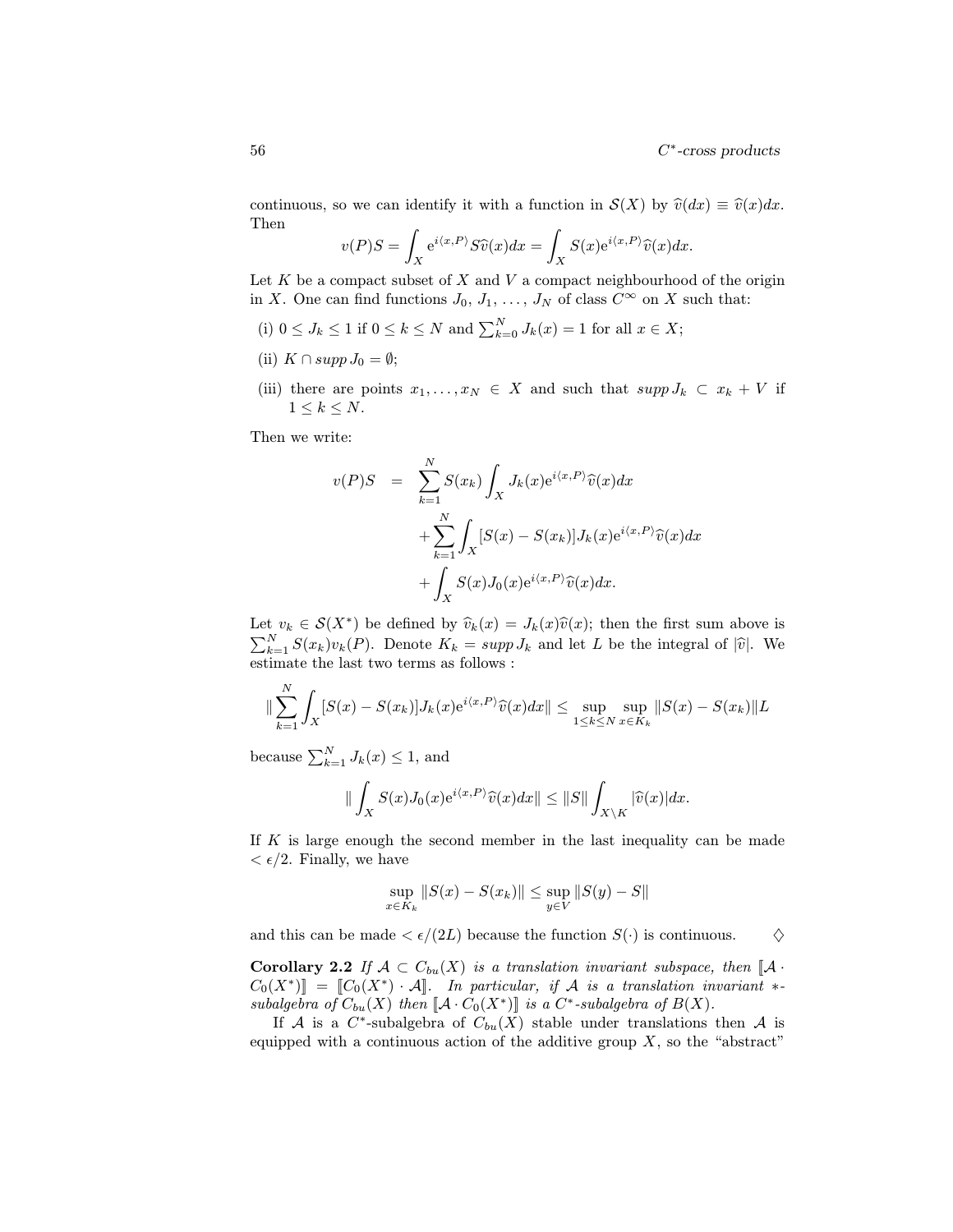continuous, so we can identify it with a function in $\mathcal{S}(X)$ by $\widehat{v}(dx) \equiv \widehat{v}(x)dx$. Then

$$v(P)S = \int_X \mathrm{e}^{i\langle x,P\rangle} S\widehat{v}(x)dx = \int_X S(x)\mathrm{e}^{i\langle x,P\rangle}\widehat{v}(x)dx.$$

Let $K$ be a compact subset of $X$ and $V$ a compact neighbourhood of the origin in $X$. One can find functions $J_0, J_1, \dots, J_N$ of class $C^\infty$ on $X$ such that:

(i) $0 \le J_k \le 1$ if $0 \le k \le N$ and $\sum_{k=0}^N J_k(x) = 1$ for all $x \in X$;

(ii) $K \cap supp\, J_0 = \emptyset$;

(iii) there are points $x_1, \dots, x_N \in X$ and such that $supp\, J_k \subset x_k + V$ if $1 \le k \le N$.

Then we write:

$$\begin{aligned} v(P)S &= \sum_{k=1}^N S(x_k) \int_X J_k(x)\mathrm{e}^{i\langle x,P\rangle}\widehat{v}(x)dx \\ &\quad + \sum_{k=1}^N \int_X [S(x) - S(x_k)]J_k(x)\mathrm{e}^{i\langle x,P\rangle}\widehat{v}(x)dx \\ &\quad + \int_X S(x)J_0(x)\mathrm{e}^{i\langle x,P\rangle}\widehat{v}(x)dx. \end{aligned}$$

Let $v_k \in \mathcal{S}(X^*)$ be defined by $\widehat{v}_k(x) = J_k(x)\widehat{v}(x)$; then the first sum above is $\sum_{k=1}^N S(x_k)v_k(P)$. Denote $K_k = supp\, J_k$ and let $L$ be the integral of $|\widehat{v}|$. We estimate the last two terms as follows :

$$\|\sum_{k=1}^N \int_X [S(x) - S(x_k)]J_k(x)\mathrm{e}^{i\langle x,P\rangle}\widehat{v}(x)dx\| \le \sup_{1\le k\le N} \sup_{x\in K_k} \|S(x) - S(x_k)\|L$$

because $\sum_{k=1}^N J_k(x) \le 1$, and

$$\|\int_X S(x)J_0(x)\mathrm{e}^{i\langle x,P\rangle}\widehat{v}(x)dx\| \le \|S\| \int_{X\setminus K} |\widehat{v}(x)|dx.$$

If $K$ is large enough the second member in the last inequality can be made $< \epsilon/2$. Finally, we have

$$\sup_{x\in K_k} \|S(x) - S(x_k)\| \le \sup_{y\in V} \|S(y) - S\|$$

and this can be made $< \epsilon/(2L)$ because the function $S(\cdot)$ is continuous. $\diamondsuit$

**Corollary 2.2** *If $\mathcal{A} \subset C_{bu}(X)$ is a translation invariant subspace, then $[\![\mathcal{A} \cdot C_0(X^*)]\!] = [\![C_0(X^*) \cdot \mathcal{A}]\!]$. In particular, if $\mathcal{A}$ is a translation invariant $*$-subalgebra of $C_{bu}(X)$ then $[\![\mathcal{A} \cdot C_0(X^*)]\!]$ is a $C^*$-subalgebra of $B(X)$.*

If $\mathcal{A}$ is a $C^*$-subalgebra of $C_{bu}(X)$ stable under translations then $\mathcal{A}$ is equipped with a continuous action of the additive group $X$, so the "abstract"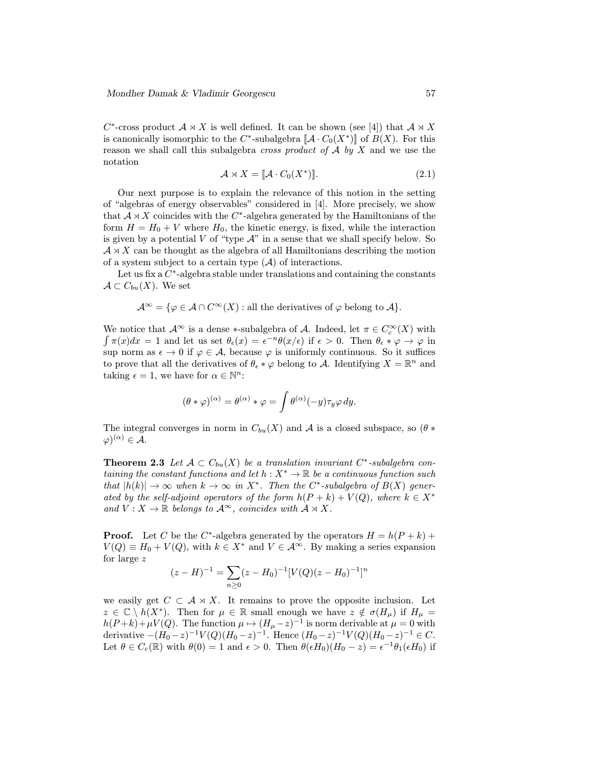$C^*$-cross product $\mathcal{A} \rtimes X$ is well defined. It can be shown (see [4]) that $\mathcal{A} \rtimes X$ is canonically isomorphic to the $C^*$-subalgebra $[\![\mathcal{A} \cdot C_0(X^*)]\!]$ of $B(X)$. For this reason we shall call this subalgebra *cross product of $\mathcal{A}$ by $X$* and we use the notation

$$\mathcal{A} \rtimes X = [\![\mathcal{A} \cdot C_0(X^*)]\!]. \tag{2.1}$$

Our next purpose is to explain the relevance of this notion in the setting of "algebras of energy observables" considered in [4]. More precisely, we show that $\mathcal{A} \rtimes X$ coincides with the $C^*$-algebra generated by the Hamiltonians of the form $H = H_0 + V$ where $H_0$, the kinetic energy, is fixed, while the interaction is given by a potential $V$ of "type $\mathcal{A}$" in a sense that we shall specify below. So $\mathcal{A} \rtimes X$ can be thought as the algebra of all Hamiltonians describing the motion of a system subject to a certain type ($\mathcal{A}$) of interactions.

Let us fix a $C^*$-algebra stable under translations and containing the constants $\mathcal{A} \subset C_{bu}(X)$. We set

$$\mathcal{A}^\infty = \{\varphi \in \mathcal{A} \cap C^\infty(X) : \text{all the derivatives of } \varphi \text{ belong to } \mathcal{A}\}.$$

We notice that $\mathcal{A}^\infty$ is a dense $*$-subalgebra of $\mathcal{A}$. Indeed, let $\pi \in C_c^\infty(X)$ with $\int \pi(x)dx = 1$ and let us set $\theta_\epsilon(x) = \epsilon^{-n}\theta(x/\epsilon)$ if $\epsilon > 0$. Then $\theta_\epsilon * \varphi \to \varphi$ in sup norm as $\epsilon \to 0$ if $\varphi \in \mathcal{A}$, because $\varphi$ is uniformly continuous. So it suffices to prove that all the derivatives of $\theta_\epsilon * \varphi$ belong to $\mathcal{A}$. Identifying $X = \mathbb{R}^n$ and taking $\epsilon = 1$, we have for $\alpha \in \mathbb{N}^n$:

$$(\theta * \varphi)^{(\alpha)} = \theta^{(\alpha)} * \varphi = \int \theta^{(\alpha)}(-y)\tau_y\varphi \, dy.$$

The integral converges in norm in $C_{bu}(X)$ and $\mathcal{A}$ is a closed subspace, so $(\theta * \varphi)^{(\alpha)} \in \mathcal{A}$.

**Theorem 2.3** *Let $\mathcal{A} \subset C_{bu}(X)$ be a translation invariant $C^*$-subalgebra containing the constant functions and let $h : X^* \to \mathbb{R}$ be a continuous function such that $|h(k)| \to \infty$ when $k \to \infty$ in $X^*$. Then the $C^*$-subalgebra of $B(X)$ generated by the self-adjoint operators of the form $h(P + k) + V(Q)$, where $k \in X^*$ and $V : X \to \mathbb{R}$ belongs to $\mathcal{A}^\infty$, coincides with $\mathcal{A} \rtimes X$.*

**Proof.** Let $C$ be the $C^*$-algebra generated by the operators $H = h(P + k) + V(Q) \equiv H_0 + V(Q)$, with $k \in X^*$ and $V \in \mathcal{A}^\infty$. By making a series expansion for large $z$

$$(z - H)^{-1} = \sum_{n \geq 0} (z - H_0)^{-1}[V(Q)(z - H_0)^{-1}]^n$$

we easily get $C \subset \mathcal{A} \rtimes X$. It remains to prove the opposite inclusion. Let $z \in \mathbb{C} \setminus h(X^*)$. Then for $\mu \in \mathbb{R}$ small enough we have $z \notin \sigma(H_\mu)$ if $H_\mu = h(P+k)+\mu V(Q)$. The function $\mu \mapsto (H_\mu - z)^{-1}$ is norm derivable at $\mu = 0$ with derivative $-(H_0 - z)^{-1}V(Q)(H_0 - z)^{-1}$. Hence $(H_0 - z)^{-1}V(Q)(H_0 - z)^{-1} \in C$. Let $\theta \in C_c(\mathbb{R})$ with $\theta(0) = 1$ and $\epsilon > 0$. Then $\theta(\epsilon H_0)(H_0 - z) = \epsilon^{-1}\theta_1(\epsilon H_0)$ if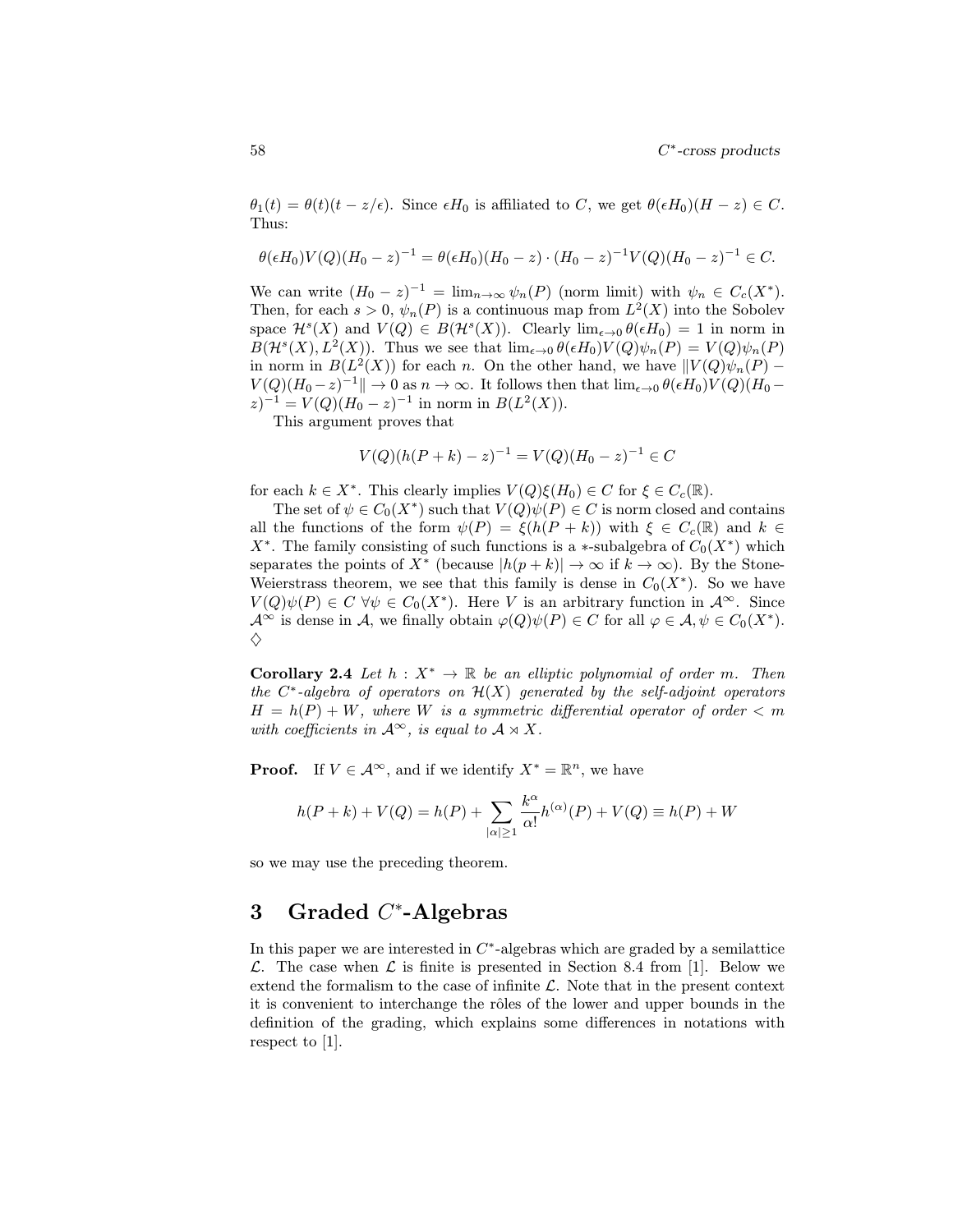$\theta_1(t) = \theta(t)(t - z/\epsilon)$. Since $\epsilon H_0$ is affiliated to $C$, we get $\theta(\epsilon H_0)(H - z) \in C$. Thus:

$$\theta(\epsilon H_0)V(Q)(H_0 - z)^{-1} = \theta(\epsilon H_0)(H_0 - z) \cdot (H_0 - z)^{-1}V(Q)(H_0 - z)^{-1} \in C.$$

We can write $(H_0 - z)^{-1} = \lim_{n\to\infty} \psi_n(P)$ (norm limit) with $\psi_n \in C_c(X^*)$. Then, for each $s > 0$, $\psi_n(P)$ is a continuous map from $L^2(X)$ into the Sobolev space $\mathcal{H}^s(X)$ and $V(Q) \in B(\mathcal{H}^s(X))$. Clearly $\lim_{\epsilon\to 0} \theta(\epsilon H_0) = 1$ in norm in $B(\mathcal{H}^s(X), L^2(X))$. Thus we see that $\lim_{\epsilon\to 0} \theta(\epsilon H_0)V(Q)\psi_n(P) = V(Q)\psi_n(P)$ in norm in $B(L^2(X))$ for each $n$. On the other hand, we have $\|V(Q)\psi_n(P) - V(Q)(H_0 - z)^{-1}\| \to 0$ as $n \to \infty$. It follows then that $\lim_{\epsilon\to 0} \theta(\epsilon H_0)V(Q)(H_0 - z)^{-1} = V(Q)(H_0 - z)^{-1}$ in norm in $B(L^2(X))$.

This argument proves that

$$V(Q)(h(P + k) - z)^{-1} = V(Q)(H_0 - z)^{-1} \in C$$

for each $k \in X^*$. This clearly implies $V(Q)\xi(H_0) \in C$ for $\xi \in C_c(\mathbb{R})$.

The set of $\psi \in C_0(X^*)$ such that $V(Q)\psi(P) \in C$ is norm closed and contains all the functions of the form $\psi(P) = \xi(h(P + k))$ with $\xi \in C_c(\mathbb{R})$ and $k \in X^*$. The family consisting of such functions is a $*$-subalgebra of $C_0(X^*)$ which separates the points of $X^*$ (because $|h(p + k)| \to \infty$ if $k \to \infty$). By the Stone-Weierstrass theorem, we see that this family is dense in $C_0(X^*)$. So we have $V(Q)\psi(P) \in C$ $\forall \psi \in C_0(X^*)$. Here $V$ is an arbitrary function in $\mathcal{A}^\infty$. Since $\mathcal{A}^\infty$ is dense in $\mathcal{A}$, we finally obtain $\varphi(Q)\psi(P) \in C$ for all $\varphi \in \mathcal{A}, \psi \in C_0(X^*)$. $\diamondsuit$

**Corollary 2.4** *Let $h : X^* \to \mathbb{R}$ be an elliptic polynomial of order $m$. Then the $C^*$-algebra of operators on $\mathcal{H}(X)$ generated by the self-adjoint operators $H = h(P) + W$, where $W$ is a symmetric differential operator of order $< m$ with coefficients in $\mathcal{A}^\infty$, is equal to $\mathcal{A} \rtimes X$.*

**Proof.** If $V \in \mathcal{A}^\infty$, and if we identify $X^* = \mathbb{R}^n$, we have

$$h(P + k) + V(Q) = h(P) + \sum_{|\alpha|\geq 1} \frac{k^\alpha}{\alpha!} h^{(\alpha)}(P) + V(Q) \equiv h(P) + W$$

so we may use the preceding theorem.

# 3 Graded $C^*$-Algebras

In this paper we are interested in $C^*$-algebras which are graded by a semilattice $\mathcal{L}$. The case when $\mathcal{L}$ is finite is presented in Section 8.4 from [1]. Below we extend the formalism to the case of infinite $\mathcal{L}$. Note that in the present context it is convenient to interchange the rôles of the lower and upper bounds in the definition of the grading, which explains some differences in notations with respect to [1].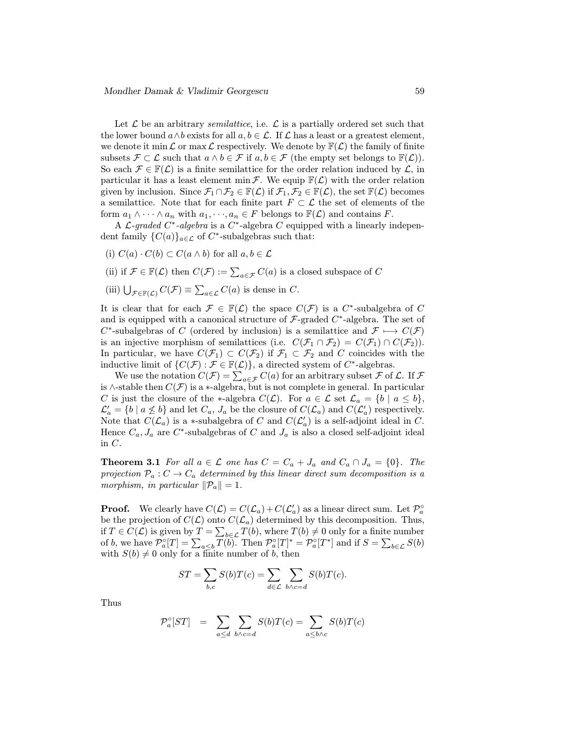Let $\mathcal{L}$ be an arbitrary *semilattice*, i.e. $\mathcal{L}$ is a partially ordered set such that the lower bound $a \wedge b$ exists for all $a, b \in \mathcal{L}$. If $\mathcal{L}$ has a least or a greatest element, we denote it $\min \mathcal{L}$ or $\max \mathcal{L}$ respectively. We denote by $\mathbb{F}(\mathcal{L})$ the family of finite subsets $\mathcal{F} \subset \mathcal{L}$ such that $a \wedge b \in \mathcal{F}$ if $a, b \in \mathcal{F}$ (the empty set belongs to $\mathbb{F}(\mathcal{L})$). So each $\mathcal{F} \in \mathbb{F}(\mathcal{L})$ is a finite semilattice for the order relation induced by $\mathcal{L}$, in particular it has a least element $\min \mathcal{F}$. We equip $\mathbb{F}(\mathcal{L})$ with the order relation given by inclusion. Since $\mathcal{F}_1 \cap \mathcal{F}_2 \in \mathbb{F}(\mathcal{L})$ if $\mathcal{F}_1, \mathcal{F}_2 \in \mathbb{F}(\mathcal{L})$, the set $\mathbb{F}(\mathcal{L})$ becomes a semilattice. Note that for each finite part $F \subset \mathcal{L}$ the set of elements of the form $a_1 \wedge \cdots \wedge a_n$ with $a_1, \cdots, a_n \in F$ belongs to $\mathbb{F}(\mathcal{L})$ and contains $F$.

A *$\mathcal{L}$-graded $C^*$-algebra* is a $C^*$-algebra $C$ equipped with a linearly independent family $\{C(a)\}_{a \in \mathcal{L}}$ of $C^*$-subalgebras such that:

(i) $C(a) \cdot C(b) \subset C(a \wedge b)$ for all $a, b \in \mathcal{L}$

(ii) if $\mathcal{F} \in \mathbb{F}(\mathcal{L})$ then $C(\mathcal{F}) := \sum_{a \in \mathcal{F}} C(a)$ is a closed subspace of $C$

(iii) $\bigcup_{\mathcal{F} \in \mathbb{F}(\mathcal{L})} C(\mathcal{F}) \equiv \sum_{a \in \mathcal{L}} C(a)$ is dense in $C$.

It is clear that for each $\mathcal{F} \in \mathbb{F}(\mathcal{L})$ the space $C(\mathcal{F})$ is a $C^*$-subalgebra of $C$ and is equipped with a canonical structure of $\mathcal{F}$-graded $C^*$-algebra. The set of $C^*$-subalgebras of $C$ (ordered by inclusion) is a semilattice and $\mathcal{F} \longmapsto C(\mathcal{F})$ is an injective morphism of semilattices (i.e. $C(\mathcal{F}_1 \cap \mathcal{F}_2) = C(\mathcal{F}_1) \cap C(\mathcal{F}_2)$). In particular, we have $C(\mathcal{F}_1) \subset C(\mathcal{F}_2)$ if $\mathcal{F}_1 \subset \mathcal{F}_2$ and $C$ coincides with the inductive limit of $\{C(\mathcal{F}) : \mathcal{F} \in \mathbb{F}(\mathcal{L})\}$, a directed system of $C^*$-algebras.

We use the notation $C(\mathcal{F}) = \sum_{a \in \mathcal{F}} C(a)$ for an arbitrary subset $\mathcal{F}$ of $\mathcal{L}$. If $\mathcal{F}$ is $\wedge$-stable then $C(\mathcal{F})$ is a $*$-algebra, but is not complete in general. In particular $C$ is just the closure of the $*$-algebra $C(\mathcal{L})$. For $a \in \mathcal{L}$ set $\mathcal{L}_a = \{b \mid a \leq b\}$, $\mathcal{L}'_a = \{b \mid a \not\leq b\}$ and let $C_a$, $J_a$ be the closure of $C(\mathcal{L}_a)$ and $C(\mathcal{L}'_a)$ respectively. Note that $C(\mathcal{L}_a)$ is a $*$-subalgebra of $C$ and $C(\mathcal{L}'_a)$ is a self-adjoint ideal in $C$. Hence $C_a, J_a$ are $C^*$-subalgebras of $C$ and $J_a$ is also a closed self-adjoint ideal in $C$.

**Theorem 3.1** *For all $a \in \mathcal{L}$ one has $C = C_a + J_a$ and $C_a \cap J_a = \{0\}$. The projection $\mathcal{P}_a : C \to C_a$ determined by this linear direct sum decomposition is a morphism, in particular $\|\mathcal{P}_a\| = 1$.*

**Proof.** We clearly have $C(\mathcal{L}) = C(\mathcal{L}_a) + C(\mathcal{L}'_a)$ as a linear direct sum. Let $\mathcal{P}^\circ_a$ be the projection of $C(\mathcal{L})$ onto $C(\mathcal{L}_a)$ determined by this decomposition. Thus, if $T \in C(\mathcal{L})$ is given by $T = \sum_{b \in \mathcal{L}} T(b)$, where $T(b) \neq 0$ only for a finite number of $b$, we have $\mathcal{P}^\circ_a[T] = \sum_{a \leq b} T(b)$. Then $\mathcal{P}^\circ_a[T]^* = \mathcal{P}^\circ_a[T^*]$ and if $S = \sum_{b \in \mathcal{L}} S(b)$ with $S(b) \neq 0$ only for a finite number of $b$, then

$$ST = \sum_{b,c} S(b)T(c) = \sum_{d \in \mathcal{L}} \sum_{b \wedge c = d} S(b)T(c).$$

Thus

$$\mathcal{P}^\circ_a[ST] \;=\; \sum_{a \leq d} \sum_{b \wedge c = d} S(b)T(c) = \sum_{a \leq b \wedge c} S(b)T(c)$$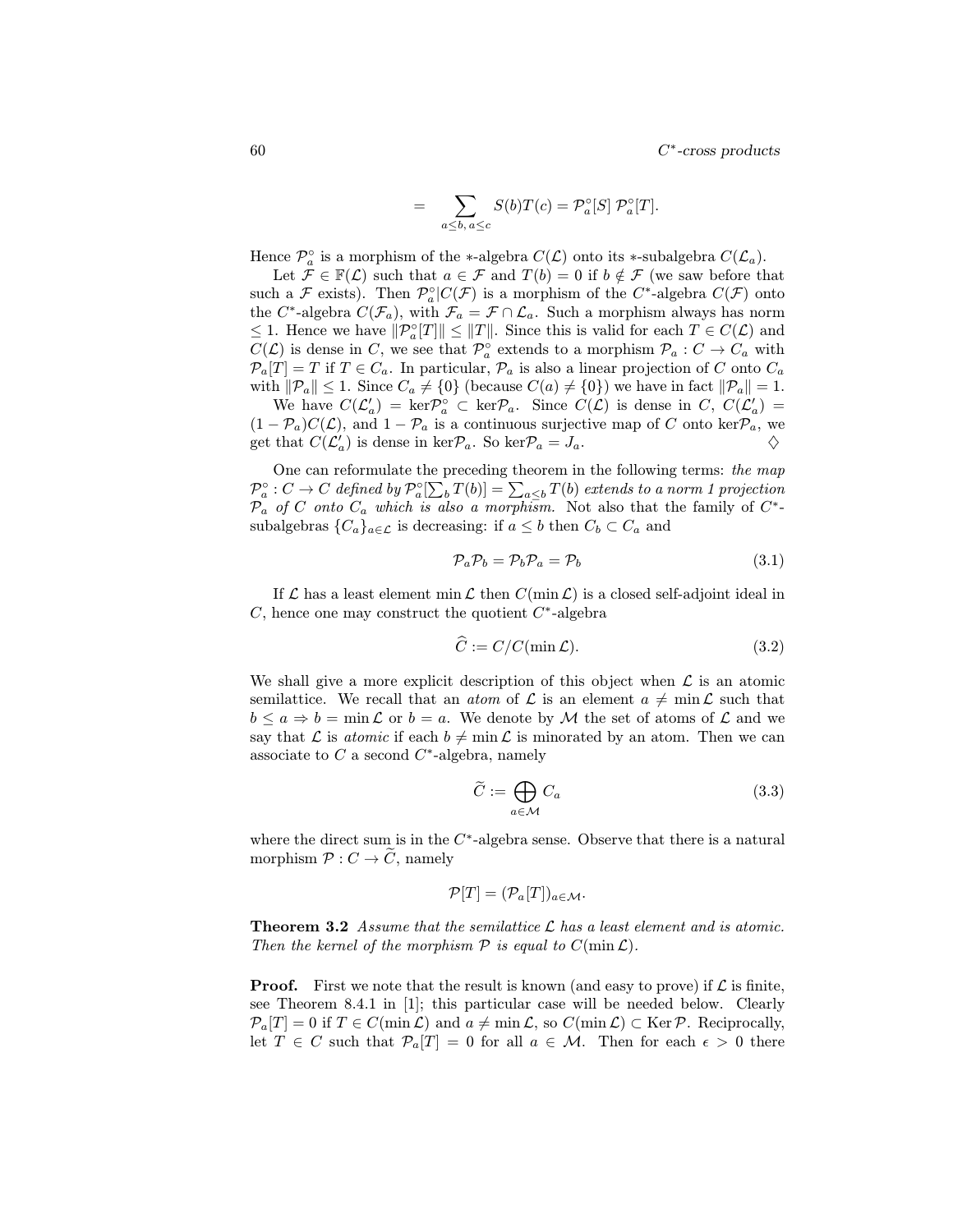$$= \sum_{a \leq b,\, a \leq c} S(b)T(c) = \mathcal{P}_a^\circ[S]\, \mathcal{P}_a^\circ[T].$$

Hence $\mathcal{P}_a^\circ$ is a morphism of the $*$-algebra $C(\mathcal{L})$ onto its $*$-subalgebra $C(\mathcal{L}_a)$.

Let $\mathcal{F} \in \mathbb{F}(\mathcal{L})$ such that $a \in \mathcal{F}$ and $T(b) = 0$ if $b \notin \mathcal{F}$ (we saw before that such a $\mathcal{F}$ exists). Then $\mathcal{P}_a^\circ | C(\mathcal{F})$ is a morphism of the $C^*$-algebra $C(\mathcal{F})$ onto the $C^*$-algebra $C(\mathcal{F}_a)$, with $\mathcal{F}_a = \mathcal{F} \cap \mathcal{L}_a$. Such a morphism always has norm $\leq 1$. Hence we have $\|\mathcal{P}_a^\circ[T]\| \leq \|T\|$. Since this is valid for each $T \in C(\mathcal{L})$ and $C(\mathcal{L})$ is dense in $C$, we see that $\mathcal{P}_a^\circ$ extends to a morphism $\mathcal{P}_a : C \to C_a$ with $\mathcal{P}_a[T] = T$ if $T \in C_a$. In particular, $\mathcal{P}_a$ is also a linear projection of $C$ onto $C_a$ with $\|\mathcal{P}_a\| \leq 1$. Since $C_a \neq \{0\}$ (because $C(a) \neq \{0\}$) we have in fact $\|\mathcal{P}_a\| = 1$.

We have $C(\mathcal{L}_a') = \ker \mathcal{P}_a^\circ \subset \ker \mathcal{P}_a$. Since $C(\mathcal{L})$ is dense in $C$, $C(\mathcal{L}_a') = (1 - \mathcal{P}_a)C(\mathcal{L})$, and $1 - \mathcal{P}_a$ is a continuous surjective map of $C$ onto $\ker \mathcal{P}_a$, we get that $C(\mathcal{L}_a')$ is dense in $\ker \mathcal{P}_a$. So $\ker \mathcal{P}_a = J_a$. ♢

One can reformulate the preceding theorem in the following terms: *the map $\mathcal{P}_a^\circ : C \to C$ defined by $\mathcal{P}_a^\circ[\sum_b T(b)] = \sum_{a \leq b} T(b)$ extends to a norm 1 projection $\mathcal{P}_a$ of $C$ onto $C_a$ which is also a morphism.* Not also that the family of $C^*$-subalgebras $\{C_a\}_{a \in \mathcal{L}}$ is decreasing: if $a \leq b$ then $C_b \subset C_a$ and

$$\mathcal{P}_a \mathcal{P}_b = \mathcal{P}_b \mathcal{P}_a = \mathcal{P}_b \tag{3.1}$$

If $\mathcal{L}$ has a least element $\min \mathcal{L}$ then $C(\min \mathcal{L})$ is a closed self-adjoint ideal in $C$, hence one may construct the quotient $C^*$-algebra

$$\widehat{C} := C / C(\min \mathcal{L}). \tag{3.2}$$

We shall give a more explicit description of this object when $\mathcal{L}$ is an atomic semilattice. We recall that an *atom* of $\mathcal{L}$ is an element $a \neq \min \mathcal{L}$ such that $b \leq a \Rightarrow b = \min \mathcal{L}$ or $b = a$. We denote by $\mathcal{M}$ the set of atoms of $\mathcal{L}$ and we say that $\mathcal{L}$ is *atomic* if each $b \neq \min \mathcal{L}$ is minorated by an atom. Then we can associate to $C$ a second $C^*$-algebra, namely

$$\widetilde{C} := \bigoplus_{a \in \mathcal{M}} C_a \tag{3.3}$$

where the direct sum is in the $C^*$-algebra sense. Observe that there is a natural morphism $\mathcal{P} : C \to \widetilde{C}$, namely

$$\mathcal{P}[T] = (\mathcal{P}_a[T])_{a \in \mathcal{M}}.$$

**Theorem 3.2** *Assume that the semilattice $\mathcal{L}$ has a least element and is atomic. Then the kernel of the morphism $\mathcal{P}$ is equal to $C(\min \mathcal{L})$.*

**Proof.** First we note that the result is known (and easy to prove) if $\mathcal{L}$ is finite, see Theorem 8.4.1 in [1]; this particular case will be needed below. Clearly $\mathcal{P}_a[T] = 0$ if $T \in C(\min \mathcal{L})$ and $a \neq \min \mathcal{L}$, so $C(\min \mathcal{L}) \subset \operatorname{Ker} \mathcal{P}$. Reciprocally, let $T \in C$ such that $\mathcal{P}_a[T] = 0$ for all $a \in \mathcal{M}$. Then for each $\epsilon > 0$ there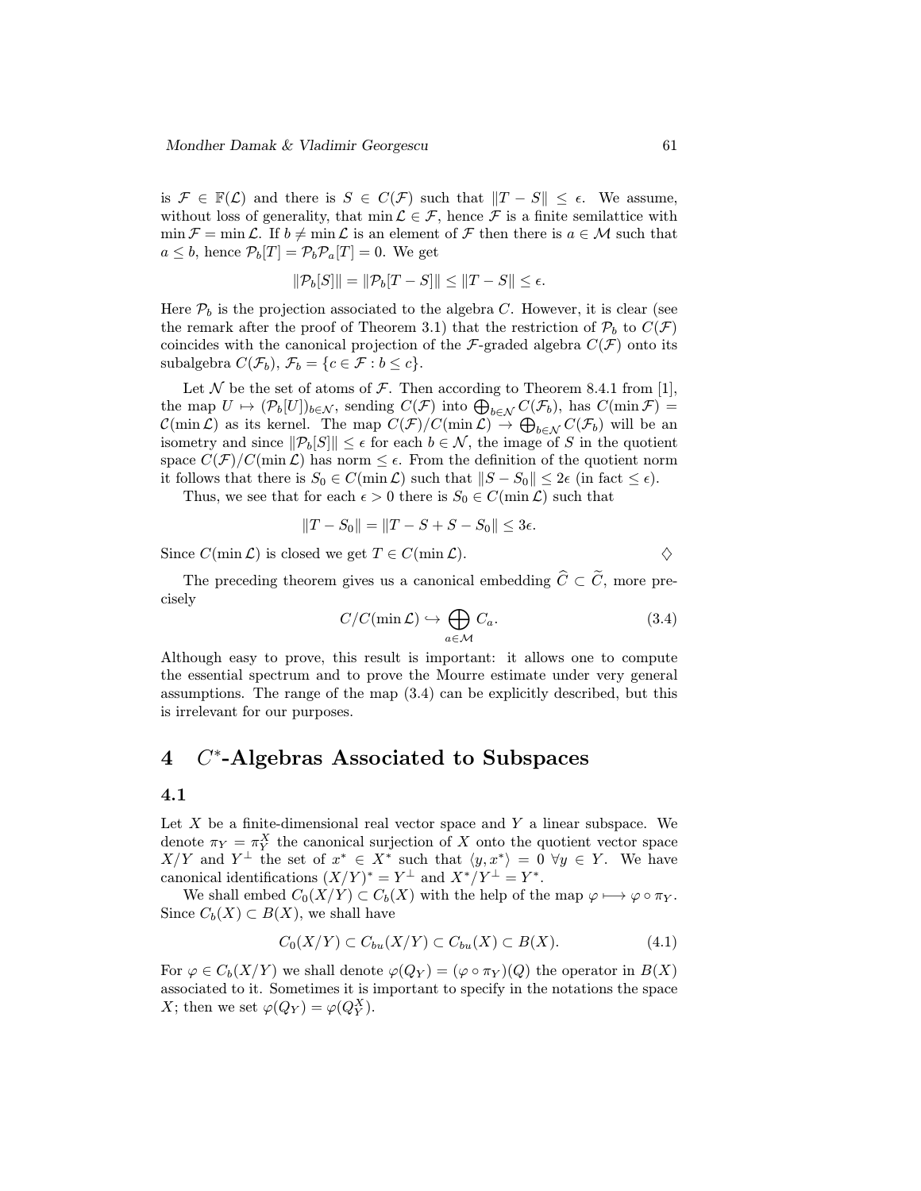is $\mathcal{F} \in \mathbb{F}(\mathcal{L})$ and there is $S \in C(\mathcal{F})$ such that $\|T - S\| \leq \epsilon$. We assume, without loss of generality, that $\min \mathcal{L} \in \mathcal{F}$, hence $\mathcal{F}$ is a finite semilattice with $\min \mathcal{F} = \min \mathcal{L}$. If $b \neq \min \mathcal{L}$ is an element of $\mathcal{F}$ then there is $a \in \mathcal{M}$ such that $a \leq b$, hence $\mathcal{P}_b[T] = \mathcal{P}_b \mathcal{P}_a[T] = 0$. We get

$$\|\mathcal{P}_b[S]\| = \|\mathcal{P}_b[T - S]\| \leq \|T - S\| \leq \epsilon.$$

Here $\mathcal{P}_b$ is the projection associated to the algebra $C$. However, it is clear (see the remark after the proof of Theorem 3.1) that the restriction of $\mathcal{P}_b$ to $C(\mathcal{F})$ coincides with the canonical projection of the $\mathcal{F}$-graded algebra $C(\mathcal{F})$ onto its subalgebra $C(\mathcal{F}_b)$, $\mathcal{F}_b = \{c \in \mathcal{F} : b \leq c\}$.

Let $\mathcal{N}$ be the set of atoms of $\mathcal{F}$. Then according to Theorem 8.4.1 from [1], the map $U \mapsto (\mathcal{P}_b[U])_{b \in \mathcal{N}}$, sending $C(\mathcal{F})$ into $\bigoplus_{b \in \mathcal{N}} C(\mathcal{F}_b)$, has $C(\min \mathcal{F}) = \mathcal{C}(\min \mathcal{L})$ as its kernel. The map $C(\mathcal{F})/C(\min \mathcal{L}) \to \bigoplus_{b \in \mathcal{N}} C(\mathcal{F}_b)$ will be an isometry and since $\|\mathcal{P}_b[S]\| \leq \epsilon$ for each $b \in \mathcal{N}$, the image of $S$ in the quotient space $C(\mathcal{F})/C(\min \mathcal{L})$ has norm $\leq \epsilon$. From the definition of the quotient norm it follows that there is $S_0 \in C(\min \mathcal{L})$ such that $\|S - S_0\| \leq 2\epsilon$ (in fact $\leq \epsilon$).

Thus, we see that for each $\epsilon > 0$ there is $S_0 \in C(\min \mathcal{L})$ such that

$$\|T - S_0\| = \|T - S + S - S_0\| \leq 3\epsilon.$$

Since $C(\min \mathcal{L})$ is closed we get $T \in C(\min \mathcal{L})$. ♢

The preceding theorem gives us a canonical embedding $\widehat{C} \subset \widetilde{C}$, more precisely

$$C/C(\min \mathcal{L}) \hookrightarrow \bigoplus_{a \in \mathcal{M}} C_a. \tag{3.4}$$

Although easy to prove, this result is important: it allows one to compute the essential spectrum and to prove the Mourre estimate under very general assumptions. The range of the map (3.4) can be explicitly described, but this is irrelevant for our purposes.

# 4 $C^*$-Algebras Associated to Subspaces

## 4.1

Let $X$ be a finite-dimensional real vector space and $Y$ a linear subspace. We denote $\pi_Y = \pi_Y^X$ the canonical surjection of $X$ onto the quotient vector space $X/Y$ and $Y^\perp$ the set of $x^* \in X^*$ such that $\langle y, x^* \rangle = 0 \ \forall y \in Y$. We have canonical identifications $(X/Y)^* = Y^\perp$ and $X^*/Y^\perp = Y^*$.

We shall embed $C_0(X/Y) \subset C_b(X)$ with the help of the map $\varphi \longmapsto \varphi \circ \pi_Y$. Since $C_b(X) \subset B(X)$, we shall have

$$C_0(X/Y) \subset C_{bu}(X/Y) \subset C_{bu}(X) \subset B(X). \tag{4.1}$$

For $\varphi \in C_b(X/Y)$ we shall denote $\varphi(Q_Y) = (\varphi \circ \pi_Y)(Q)$ the operator in $B(X)$ associated to it. Sometimes it is important to specify in the notations the space $X$; then we set $\varphi(Q_Y) = \varphi(Q_Y^X)$.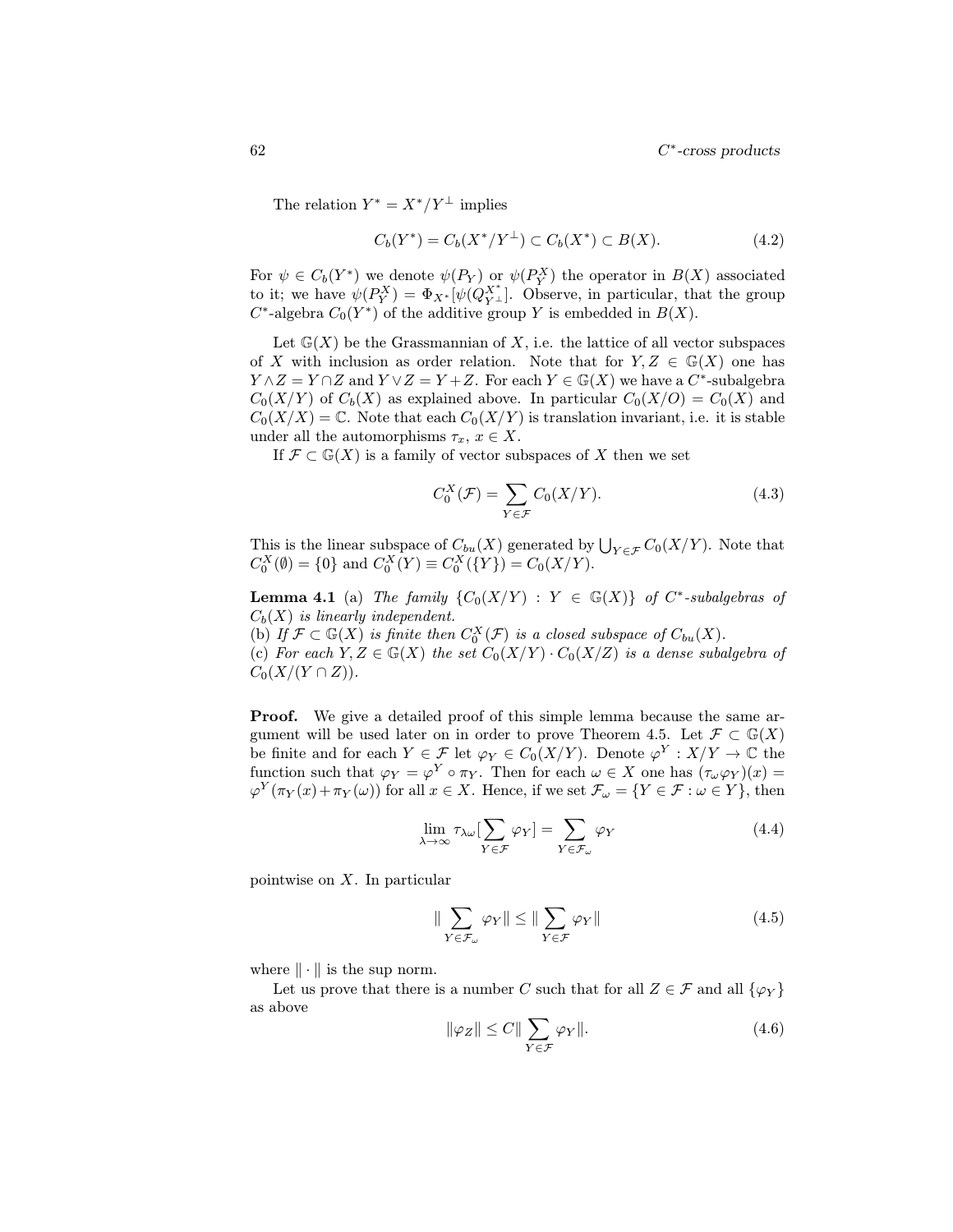The relation $Y^* = X^*/Y^\perp$ implies

$$C_b(Y^*) = C_b(X^*/Y^\perp) \subset C_b(X^*) \subset B(X). \tag{4.2}$$

For $\psi \in C_b(Y^*)$ we denote $\psi(P_Y)$ or $\psi(P_Y^X)$ the operator in $B(X)$ associated to it; we have $\psi(P_Y^X) = \Phi_{X^*}[\psi(Q_{Y^\perp}^{X^*})]$. Observe, in particular, that the group $C^*$-algebra $C_0(Y^*)$ of the additive group $Y$ is embedded in $B(X)$.

Let $\mathbb{G}(X)$ be the Grassmannian of $X$, i.e. the lattice of all vector subspaces of $X$ with inclusion as order relation. Note that for $Y, Z \in \mathbb{G}(X)$ one has $Y \wedge Z = Y \cap Z$ and $Y \vee Z = Y + Z$. For each $Y \in \mathbb{G}(X)$ we have a $C^*$-subalgebra $C_0(X/Y)$ of $C_b(X)$ as explained above. In particular $C_0(X/O) = C_0(X)$ and $C_0(X/X) = \mathbb{C}$. Note that each $C_0(X/Y)$ is translation invariant, i.e. it is stable under all the automorphisms $\tau_x$, $x \in X$.

If $\mathcal{F} \subset \mathbb{G}(X)$ is a family of vector subspaces of $X$ then we set

$$C_0^X(\mathcal{F}) = \sum_{Y \in \mathcal{F}} C_0(X/Y). \tag{4.3}$$

This is the linear subspace of $C_{bu}(X)$ generated by $\bigcup_{Y \in \mathcal{F}} C_0(X/Y)$. Note that $C_0^X(\emptyset) = \{0\}$ and $C_0^X(Y) \equiv C_0^X(\{Y\}) = C_0(X/Y)$.

**Lemma 4.1** (a) *The family* $\{C_0(X/Y) : Y \in \mathbb{G}(X)\}$ *of* $C^*$*-subalgebras of* $C_b(X)$ *is linearly independent.*
(b) *If* $\mathcal{F} \subset \mathbb{G}(X)$ *is finite then* $C_0^X(\mathcal{F})$ *is a closed subspace of* $C_{bu}(X)$.
(c) *For each* $Y, Z \in \mathbb{G}(X)$ *the set* $C_0(X/Y) \cdot C_0(X/Z)$ *is a dense subalgebra of* $C_0(X/(Y \cap Z))$.

**Proof.** We give a detailed proof of this simple lemma because the same argument will be used later on in order to prove Theorem 4.5. Let $\mathcal{F} \subset \mathbb{G}(X)$ be finite and for each $Y \in \mathcal{F}$ let $\varphi_Y \in C_0(X/Y)$. Denote $\varphi^Y : X/Y \to \mathbb{C}$ the function such that $\varphi_Y = \varphi^Y \circ \pi_Y$. Then for each $\omega \in X$ one has $(\tau_\omega \varphi_Y)(x) = \varphi^Y(\pi_Y(x) + \pi_Y(\omega))$ for all $x \in X$. Hence, if we set $\mathcal{F}_\omega = \{Y \in \mathcal{F} : \omega \in Y\}$, then

$$\lim_{\lambda \to \infty} \tau_{\lambda\omega}[\sum_{Y \in \mathcal{F}} \varphi_Y] = \sum_{Y \in \mathcal{F}_\omega} \varphi_Y \tag{4.4}$$

pointwise on $X$. In particular

$$\| \sum_{Y \in \mathcal{F}_\omega} \varphi_Y \| \leq \| \sum_{Y \in \mathcal{F}} \varphi_Y \| \tag{4.5}$$

where $\| \cdot \|$ is the sup norm.

Let us prove that there is a number $C$ such that for all $Z \in \mathcal{F}$ and all $\{\varphi_Y\}$ as above

$$\|\varphi_Z\| \leq C \| \sum_{Y \in \mathcal{F}} \varphi_Y \|. \tag{4.6}$$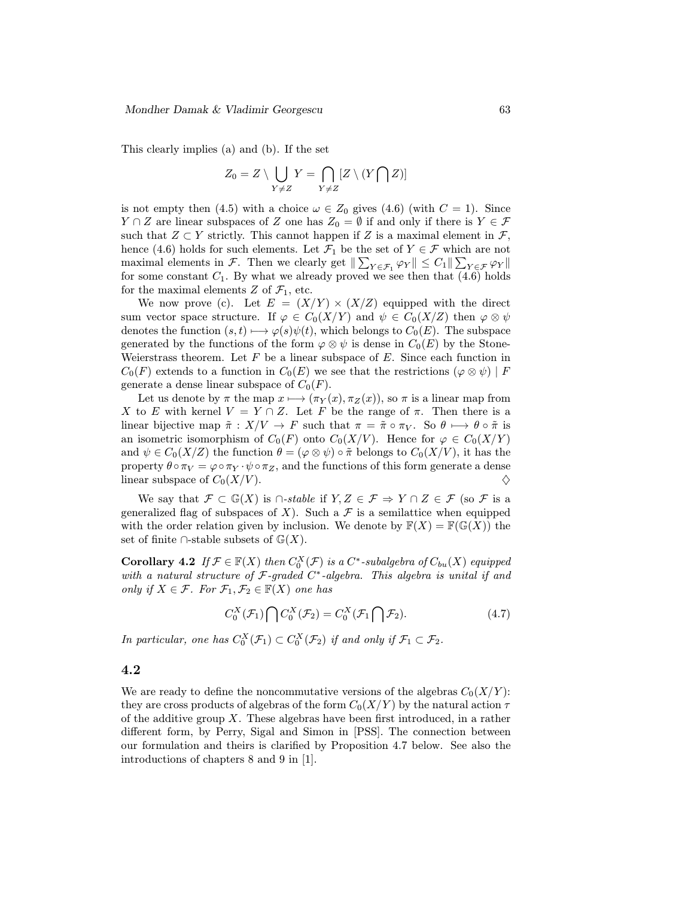This clearly implies (a) and (b). If the set

$$Z_0 = Z \setminus \bigcup_{Y \neq Z} Y = \bigcap_{Y \neq Z} [Z \setminus (Y \bigcap Z)]$$

is not empty then (4.5) with a choice $\omega \in Z_0$ gives (4.6) (with $C = 1$). Since $Y \cap Z$ are linear subspaces of $Z$ one has $Z_0 = \emptyset$ if and only if there is $Y \in \mathcal{F}$ such that $Z \subset Y$ strictly. This cannot happen if $Z$ is a maximal element in $\mathcal{F}$, hence (4.6) holds for such elements. Let $\mathcal{F}_1$ be the set of $Y \in \mathcal{F}$ which are not maximal elements in $\mathcal{F}$. Then we clearly get $\| \sum_{Y \in \mathcal{F}_1} \varphi_Y \| \leq C_1 \| \sum_{Y \in \mathcal{F}} \varphi_Y \|$ for some constant $C_1$. By what we already proved we see then that (4.6) holds for the maximal elements $Z$ of $\mathcal{F}_1$, etc.

We now prove (c). Let $E = (X/Y) \times (X/Z)$ equipped with the direct sum vector space structure. If $\varphi \in C_0(X/Y)$ and $\psi \in C_0(X/Z)$ then $\varphi \otimes \psi$ denotes the function $(s,t) \longmapsto \varphi(s)\psi(t)$, which belongs to $C_0(E)$. The subspace generated by the functions of the form $\varphi \otimes \psi$ is dense in $C_0(E)$ by the Stone-Weierstrass theorem. Let $F$ be a linear subspace of $E$. Since each function in $C_0(F)$ extends to a function in $C_0(E)$ we see that the restrictions $(\varphi \otimes \psi) \mid F$ generate a dense linear subspace of $C_0(F)$.

Let us denote by $\pi$ the map $x \longmapsto (\pi_Y(x), \pi_Z(x))$, so $\pi$ is a linear map from $X$ to $E$ with kernel $V = Y \cap Z$. Let $F$ be the range of $\pi$. Then there is a linear bijective map $\tilde{\pi} : X/V \to F$ such that $\pi = \tilde{\pi} \circ \pi_V$. So $\theta \longmapsto \theta \circ \tilde{\pi}$ is an isometric isomorphism of $C_0(F)$ onto $C_0(X/V)$. Hence for $\varphi \in C_0(X/Y)$ and $\psi \in C_0(X/Z)$ the function $\theta = (\varphi \otimes \psi) \circ \tilde{\pi}$ belongs to $C_0(X/V)$, it has the property $\theta \circ \pi_V = \varphi \circ \pi_Y \cdot \psi \circ \pi_Z$, and the functions of this form generate a dense linear subspace of $C_0(X/V)$. ♢

We say that $\mathcal{F} \subset \mathbb{G}(X)$ is *$\cap$-stable* if $Y, Z \in \mathcal{F} \Rightarrow Y \cap Z \in \mathcal{F}$ (so $\mathcal{F}$ is a generalized flag of subspaces of $X$). Such a $\mathcal{F}$ is a semilattice when equipped with the order relation given by inclusion. We denote by $\mathbb{F}(X) = \mathbb{F}(\mathbb{G}(X))$ the set of finite $\cap$-stable subsets of $\mathbb{G}(X)$.

**Corollary 4.2** *If $\mathcal{F} \in \mathbb{F}(X)$ then $C_0^X(\mathcal{F})$ is a $C^*$-subalgebra of $C_{bu}(X)$ equipped with a natural structure of $\mathcal{F}$-graded $C^*$-algebra. This algebra is unital if and only if $X \in \mathcal{F}$. For $\mathcal{F}_1, \mathcal{F}_2 \in \mathbb{F}(X)$ one has*

$$C_0^X(\mathcal{F}_1) \bigcap C_0^X(\mathcal{F}_2) = C_0^X(\mathcal{F}_1 \bigcap \mathcal{F}_2). \tag{4.7}$$

*In particular, one has $C_0^X(\mathcal{F}_1) \subset C_0^X(\mathcal{F}_2)$ if and only if $\mathcal{F}_1 \subset \mathcal{F}_2$.*

## 4.2

We are ready to define the noncommutative versions of the algebras $C_0(X/Y)$: they are cross products of algebras of the form $C_0(X/Y)$ by the natural action $\tau$ of the additive group $X$. These algebras have been first introduced, in a rather different form, by Perry, Sigal and Simon in [PSS]. The connection between our formulation and theirs is clarified by Proposition 4.7 below. See also the introductions of chapters 8 and 9 in [1].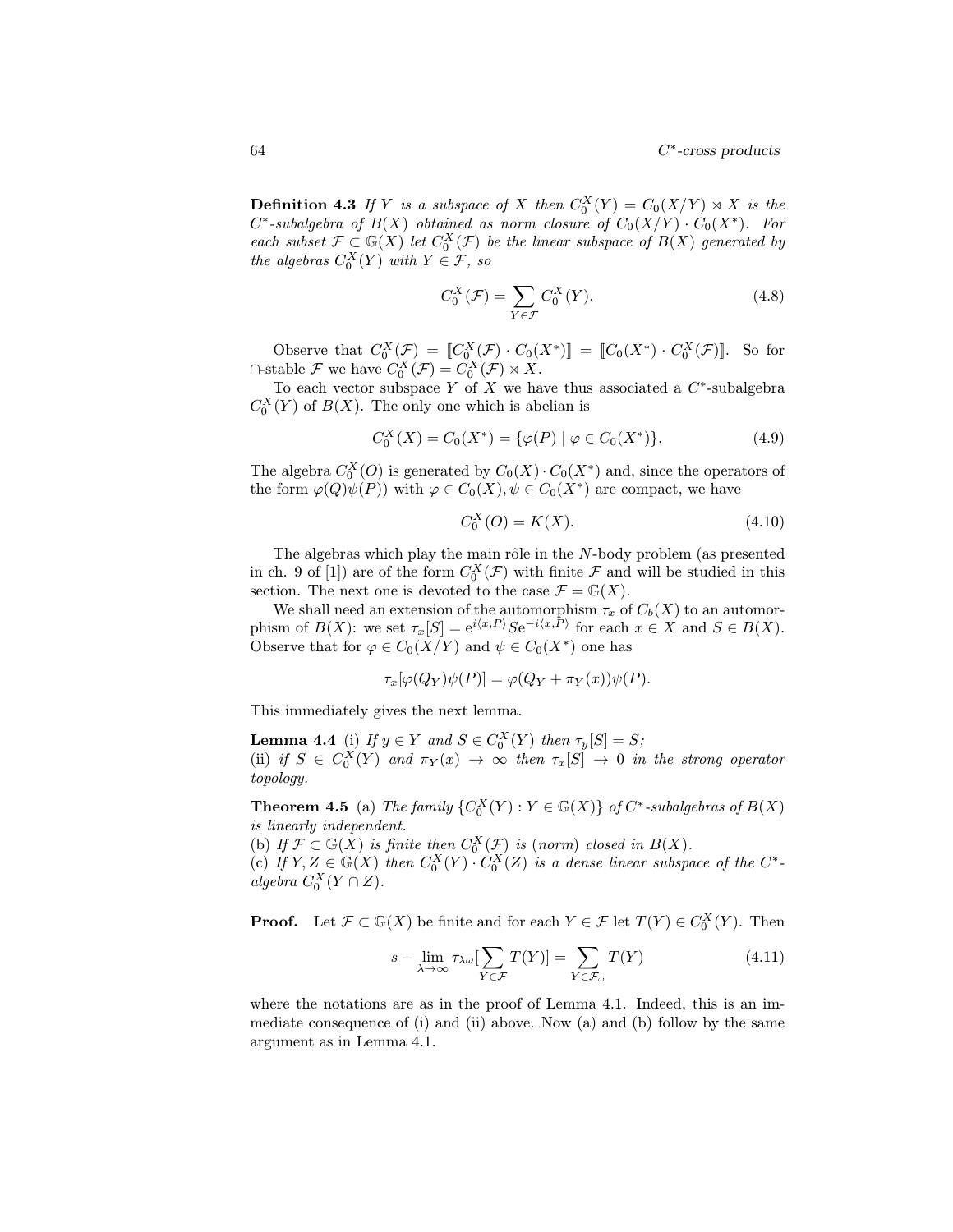**Definition 4.3** *If $Y$ is a subspace of $X$ then $C_0^X(Y) = C_0(X/Y) \rtimes X$ is the $C^*$-subalgebra of $B(X)$ obtained as norm closure of $C_0(X/Y) \cdot C_0(X^*)$. For each subset $\mathcal{F} \subset \mathbb{G}(X)$ let $C_0^X(\mathcal{F})$ be the linear subspace of $B(X)$ generated by the algebras $C_0^X(Y)$ with $Y \in \mathcal{F}$, so*

$$C_0^X(\mathcal{F}) = \sum_{Y \in \mathcal{F}} C_0^X(Y). \tag{4.8}$$

Observe that $C_0^X(\mathcal{F}) = [\![C_0^X(\mathcal{F}) \cdot C_0(X^*)]\!] = [\![C_0(X^*) \cdot C_0^X(\mathcal{F})]\!]$. So for $\cap$-stable $\mathcal{F}$ we have $C_0^X(\mathcal{F}) = C_0^X(\mathcal{F}) \rtimes X$.

To each vector subspace $Y$ of $X$ we have thus associated a $C^*$-subalgebra $C_0^X(Y)$ of $B(X)$. The only one which is abelian is

$$C_0^X(X) = C_0(X^*) = \{\varphi(P) \mid \varphi \in C_0(X^*)\}. \tag{4.9}$$

The algebra $C_0^X(O)$ is generated by $C_0(X) \cdot C_0(X^*)$ and, since the operators of the form $\varphi(Q)\psi(P)$ with $\varphi \in C_0(X), \psi \in C_0(X^*)$ are compact, we have

$$C_0^X(O) = K(X). \tag{4.10}$$

The algebras which play the main rôle in the $N$-body problem (as presented in ch. 9 of [1]) are of the form $C_0^X(\mathcal{F})$ with finite $\mathcal{F}$ and will be studied in this section. The next one is devoted to the case $\mathcal{F} = \mathbb{G}(X)$.

We shall need an extension of the automorphism $\tau_x$ of $C_b(X)$ to an automorphism of $B(X)$: we set $\tau_x[S] = \mathrm{e}^{i\langle x,P\rangle} S \mathrm{e}^{-i\langle x,P\rangle}$ for each $x \in X$ and $S \in B(X)$. Observe that for $\varphi \in C_0(X/Y)$ and $\psi \in C_0(X^*)$ one has

$$\tau_x[\varphi(Q_Y)\psi(P)] = \varphi(Q_Y + \pi_Y(x))\psi(P).$$

This immediately gives the next lemma.

**Lemma 4.4** (i) *If $y \in Y$ and $S \in C_0^X(Y)$ then $\tau_y[S] = S$;*
(ii) *if $S \in C_0^X(Y)$ and $\pi_Y(x) \to \infty$ then $\tau_x[S] \to 0$ in the strong operator topology.*

**Theorem 4.5** (a) *The family $\{C_0^X(Y) : Y \in \mathbb{G}(X)\}$ of $C^*$-subalgebras of $B(X)$ is linearly independent.*
(b) *If $\mathcal{F} \subset \mathbb{G}(X)$ is finite then $C_0^X(\mathcal{F})$ is (norm) closed in $B(X)$.*
(c) *If $Y, Z \in \mathbb{G}(X)$ then $C_0^X(Y) \cdot C_0^X(Z)$ is a dense linear subspace of the $C^*$-algebra $C_0^X(Y \cap Z)$.*

**Proof.** Let $\mathcal{F} \subset \mathbb{G}(X)$ be finite and for each $Y \in \mathcal{F}$ let $T(Y) \in C_0^X(Y)$. Then

$$s - \lim_{\lambda \to \infty} \tau_{\lambda\omega}\Big[\sum_{Y \in \mathcal{F}} T(Y)\Big] = \sum_{Y \in \mathcal{F}_\omega} T(Y) \tag{4.11}$$

where the notations are as in the proof of Lemma 4.1. Indeed, this is an immediate consequence of (i) and (ii) above. Now (a) and (b) follow by the same argument as in Lemma 4.1.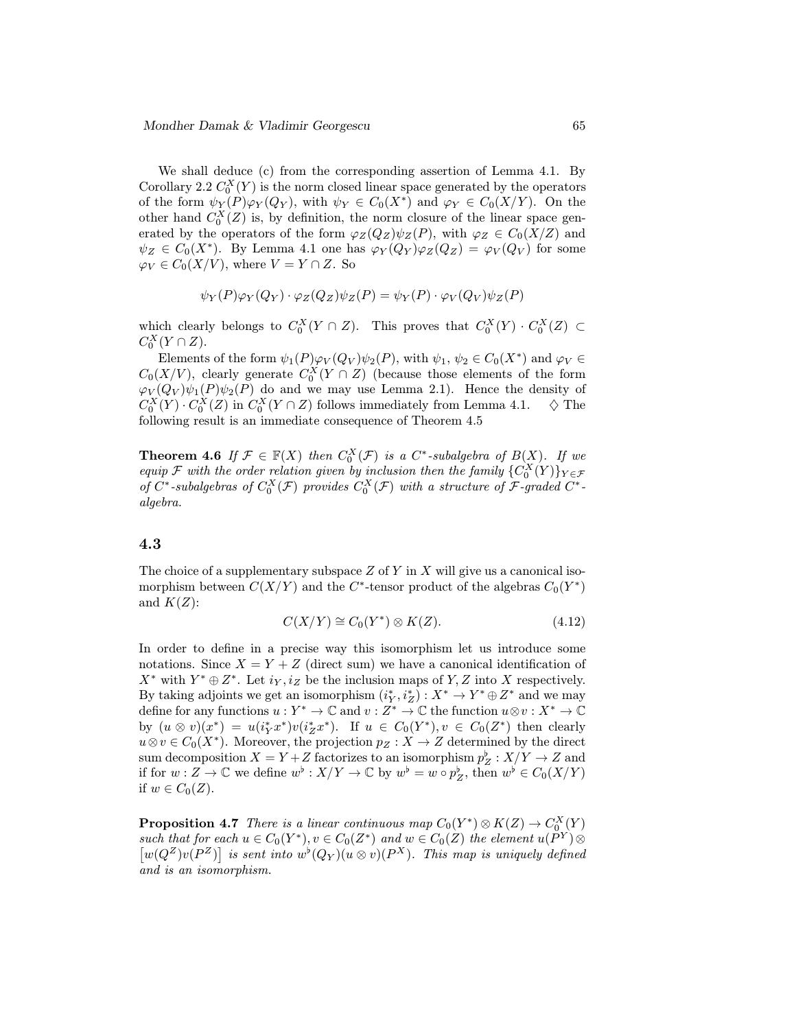We shall deduce (c) from the corresponding assertion of Lemma 4.1. By Corollary 2.2 $C_0^X(Y)$ is the norm closed linear space generated by the operators of the form $\psi_Y(P)\varphi_Y(Q_Y)$, with $\psi_Y \in C_0(X^*)$ and $\varphi_Y \in C_0(X/Y)$. On the other hand $C_0^X(Z)$ is, by definition, the norm closure of the linear space generated by the operators of the form $\varphi_Z(Q_Z)\psi_Z(P)$, with $\varphi_Z \in C_0(X/Z)$ and $\psi_Z \in C_0(X^*)$. By Lemma 4.1 one has $\varphi_Y(Q_Y)\varphi_Z(Q_Z) = \varphi_V(Q_V)$ for some $\varphi_V \in C_0(X/V)$, where $V = Y \cap Z$. So

$$\psi_Y(P)\varphi_Y(Q_Y) \cdot \varphi_Z(Q_Z)\psi_Z(P) = \psi_Y(P) \cdot \varphi_V(Q_V)\psi_Z(P)$$

which clearly belongs to $C_0^X(Y \cap Z)$. This proves that $C_0^X(Y) \cdot C_0^X(Z) \subset C_0^X(Y \cap Z)$.

Elements of the form $\psi_1(P)\varphi_V(Q_V)\psi_2(P)$, with $\psi_1, \psi_2 \in C_0(X^*)$ and $\varphi_V \in C_0(X/V)$, clearly generate $C_0^X(Y \cap Z)$ (because those elements of the form $\varphi_V(Q_V)\psi_1(P)\psi_2(P)$ do and we may use Lemma 2.1). Hence the density of $C_0^X(Y) \cdot C_0^X(Z)$ in $C_0^X(Y \cap Z)$ follows immediately from Lemma 4.1. $\diamondsuit$ The following result is an immediate consequence of Theorem 4.5

**Theorem 4.6** *If $\mathcal{F} \in \mathbb{F}(X)$ then $C_0^X(\mathcal{F})$ is a $C^*$-subalgebra of $B(X)$. If we equip $\mathcal{F}$ with the order relation given by inclusion then the family $\{C_0^X(Y)\}_{Y \in \mathcal{F}}$ of $C^*$-subalgebras of $C_0^X(\mathcal{F})$ provides $C_0^X(\mathcal{F})$ with a structure of $\mathcal{F}$-graded $C^*$-algebra.*

## 4.3

The choice of a supplementary subspace $Z$ of $Y$ in $X$ will give us a canonical isomorphism between $C(X/Y)$ and the $C^*$-tensor product of the algebras $C_0(Y^*)$ and $K(Z)$:

$$C(X/Y) \cong C_0(Y^*) \otimes K(Z). \tag{4.12}$$

In order to define in a precise way this isomorphism let us introduce some notations. Since $X = Y + Z$ (direct sum) we have a canonical identification of $X^*$ with $Y^* \oplus Z^*$. Let $i_Y, i_Z$ be the inclusion maps of $Y, Z$ into $X$ respectively. By taking adjoints we get an isomorphism $(i_Y^*, i_Z^*) : X^* \to Y^* \oplus Z^*$ and we may define for any functions $u : Y^* \to \mathbb{C}$ and $v : Z^* \to \mathbb{C}$ the function $u \otimes v : X^* \to \mathbb{C}$ by $(u \otimes v)(x^*) = u(i_Y^* x^*)v(i_Z^* x^*)$. If $u \in C_0(Y^*), v \in C_0(Z^*)$ then clearly $u \otimes v \in C_0(X^*)$. Moreover, the projection $p_Z : X \to Z$ determined by the direct sum decomposition $X = Y + Z$ factorizes to an isomorphism $p_Z^\flat : X/Y \to Z$ and if for $w : Z \to \mathbb{C}$ we define $w^\flat : X/Y \to \mathbb{C}$ by $w^\flat = w \circ p_Z^\flat$, then $w^\flat \in C_0(X/Y)$ if $w \in C_0(Z)$.

**Proposition 4.7** *There is a linear continuous map $C_0(Y^*) \otimes K(Z) \to C_0^X(Y)$ such that for each $u \in C_0(Y^*), v \in C_0(Z^*)$ and $w \in C_0(Z)$ the element $u(P^Y) \otimes \left[w(Q^Z)v(P^Z)\right]$ is sent into $w^\flat(Q_Y)(u \otimes v)(P^X)$. This map is uniquely defined and is an isomorphism.*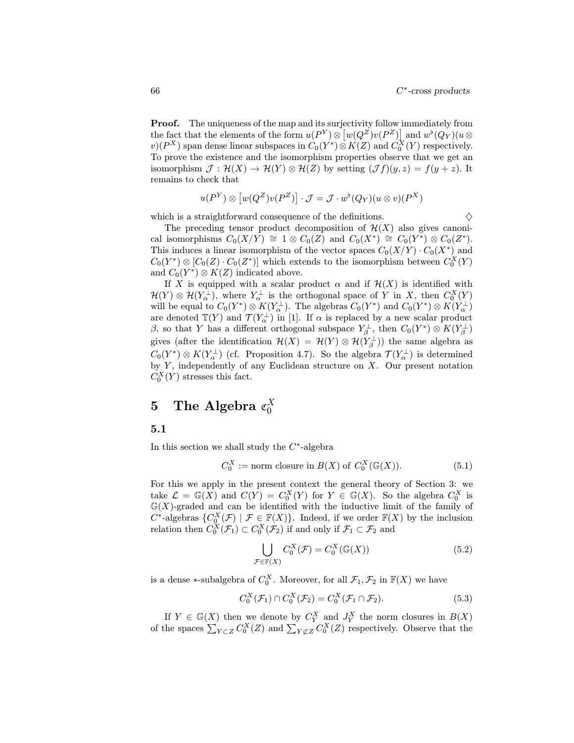**Proof.** The uniqueness of the map and its surjectivity follow immediately from the fact that the elements of the form $u(P^Y) \otimes \left[w(Q^Z)v(P^Z)\right]$ and $w^\flat(Q_Y)(u \otimes v)(P^X)$ span dense linear subspaces in $C_0(Y^*) \otimes K(Z)$ and $C_0^X(Y)$ respectively. To prove the existence and the isomorphism properties observe that we get an isomorphism $\mathcal{J} : \mathcal{H}(X) \to \mathcal{H}(Y) \otimes \mathcal{H}(Z)$ by setting $(\mathcal{J}f)(y,z) = f(y+z)$. It remains to check that

$$u(P^Y) \otimes \left[w(Q^Z)v(P^Z)\right] \cdot \mathcal{J} = \mathcal{J} \cdot w^\flat(Q_Y)(u \otimes v)(P^X)$$

which is a straightforward consequence of the definitions. $\diamondsuit$

The preceding tensor product decomposition of $\mathcal{H}(X)$ also gives canonical isomorphisms $C_0(X/Y) \cong 1 \otimes C_0(Z)$ and $C_0(X^*) \cong C_0(Y^*) \otimes C_0(Z^*)$. This induces a linear isomorphism of the vector spaces $C_0(X/Y) \cdot C_0(X^*)$ and $C_0(Y^*) \otimes [C_0(Z) \cdot C_0(Z^*)]$ which extends to the isomorphism between $C_0^X(Y)$ and $C_0(Y^*) \otimes K(Z)$ indicated above.

If $X$ is equipped with a scalar product $\alpha$ and if $\mathcal{H}(X)$ is identified with $\mathcal{H}(Y) \otimes \mathcal{H}(Y_\alpha^\perp)$, where $Y_\alpha^\perp$ is the orthogonal space of $Y$ in $X$, then $C_0^X(Y)$ will be equal to $C_0(Y^*) \otimes K(Y_\alpha^\perp)$. The algebras $C_0(Y^*)$ and $C_0(Y^*) \otimes K(Y_\alpha^\perp)$ are denoted $\mathbb{T}(Y)$ and $\mathcal{T}(Y_\alpha^\perp)$ in [1]. If $\alpha$ is replaced by a new scalar product $\beta$, so that $Y$ has a different orthogonal subspace $Y_\beta^\perp$, then $C_0(Y^*) \otimes K(Y_\beta^\perp)$ gives (after the identification $\mathcal{H}(X) = \mathcal{H}(Y) \otimes \mathcal{H}(Y_\beta^\perp)$) the same algebra as $C_0(Y^*) \otimes K(Y_\alpha^\perp)$ (cf. Proposition 4.7). So the algebra $\mathcal{T}(Y_\alpha^\perp)$ is determined by $Y$, independently of any Euclidean structure on $X$. Our present notation $C_0^X(Y)$ stresses this fact.

# 5 The Algebra $\mathfrak{C}_0^X$

## 5.1

In this section we shall study the $C^*$-algebra

$$C_0^X := \text{norm closure in } B(X) \text{ of } C_0^X(\mathbb{G}(X)). \tag{5.1}$$

For this we apply in the present context the general theory of Section 3: we take $\mathcal{L} = \mathbb{G}(X)$ and $C(Y) = C_0^X(Y)$ for $Y \in \mathbb{G}(X)$. So the algebra $C_0^X$ is $\mathbb{G}(X)$-graded and can be identified with the inductive limit of the family of $C^*$-algebras $\{C_0^X(\mathcal{F}) \mid \mathcal{F} \in \mathbb{F}(X)\}$. Indeed, if we order $\mathbb{F}(X)$ by the inclusion relation then $C_0^X(\mathcal{F}_1) \subset C_0^X(\mathcal{F}_2)$ if and only if $\mathcal{F}_1 \subset \mathcal{F}_2$ and

$$\bigcup_{\mathcal{F} \in \mathbb{F}(X)} C_0^X(\mathcal{F}) = C_0^X(\mathbb{G}(X)) \tag{5.2}$$

is a dense $*$-subalgebra of $C_0^X$. Moreover, for all $\mathcal{F}_1, \mathcal{F}_2$ in $\mathbb{F}(X)$ we have

$$C_0^X(\mathcal{F}_1) \cap C_0^X(\mathcal{F}_2) = C_0^X(\mathcal{F}_1 \cap \mathcal{F}_2). \tag{5.3}$$

If $Y \in \mathbb{G}(X)$ then we denote by $C_Y^X$ and $J_Y^X$ the norm closures in $B(X)$ of the spaces $\sum_{Y \subset Z} C_0^X(Z)$ and $\sum_{Y \not\subset Z} C_0^X(Z)$ respectively. Observe that the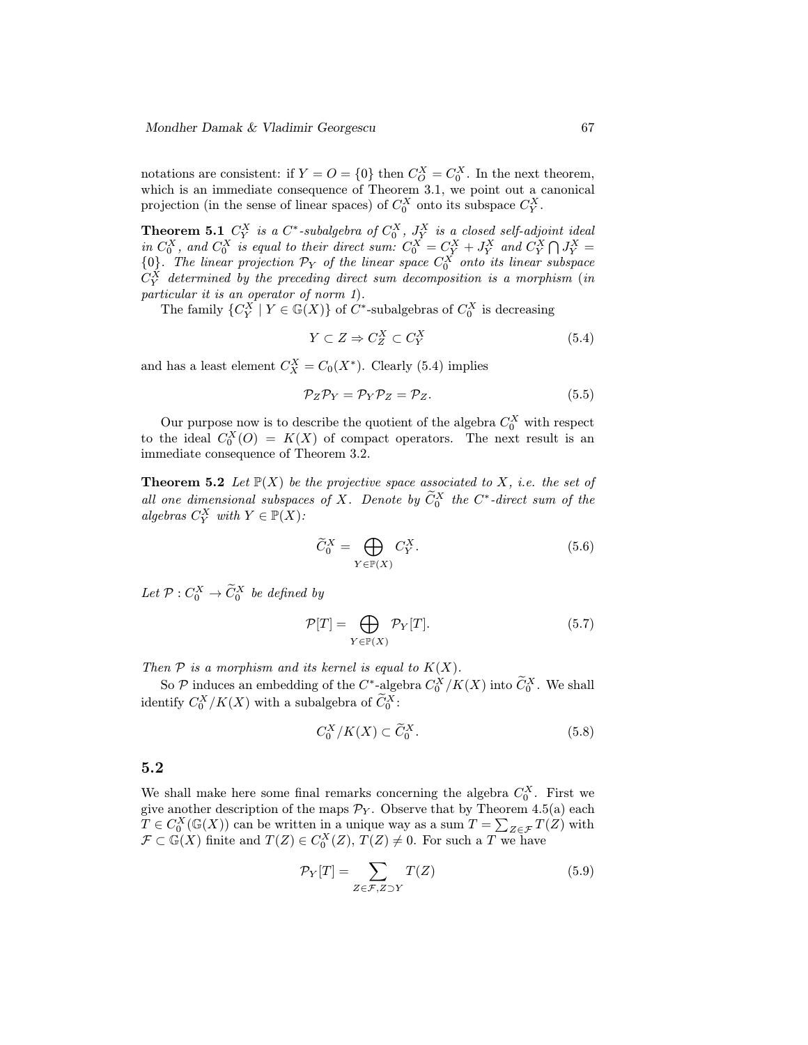notations are consistent: if $Y = O = \{0\}$ then $C^X_O = C^X_0$. In the next theorem, which is an immediate consequence of Theorem 3.1, we point out a canonical projection (in the sense of linear spaces) of $C^X_0$ onto its subspace $C^X_Y$.

**Theorem 5.1** *$C^X_Y$ is a $C^*$-subalgebra of $C^X_0$, $J^X_Y$ is a closed self-adjoint ideal in $C^X_0$, and $C^X_0$ is equal to their direct sum: $C^X_0 = C^X_Y + J^X_Y$ and $C^X_Y \bigcap J^X_Y = \{0\}$. The linear projection $\mathcal{P}_Y$ of the linear space $C^X_0$ onto its linear subspace $C^X_Y$ determined by the preceding direct sum decomposition is a morphism (in particular it is an operator of norm 1).*

The family $\{C^X_Y \mid Y \in \mathbb{G}(X)\}$ of $C^*$-subalgebras of $C^X_0$ is decreasing

$$Y \subset Z \Rightarrow C^X_Z \subset C^X_Y \tag{5.4}$$

and has a least element $C^X_X = C_0(X^*)$. Clearly (5.4) implies

$$\mathcal{P}_Z \mathcal{P}_Y = \mathcal{P}_Y \mathcal{P}_Z = \mathcal{P}_Z. \tag{5.5}$$

Our purpose now is to describe the quotient of the algebra $C^X_0$ with respect to the ideal $C^X_0(O) = K(X)$ of compact operators. The next result is an immediate consequence of Theorem 3.2.

**Theorem 5.2** *Let $\mathbb{P}(X)$ be the projective space associated to $X$, i.e. the set of all one dimensional subspaces of $X$. Denote by $\widetilde{C}^X_0$ the $C^*$-direct sum of the algebras $C^X_Y$ with $Y \in \mathbb{P}(X)$:*

$$\widetilde{C}^X_0 = \bigoplus_{Y \in \mathbb{P}(X)} C^X_Y. \tag{5.6}$$

*Let $\mathcal{P} : C^X_0 \to \widetilde{C}^X_0$ be defined by*

$$\mathcal{P}[T] = \bigoplus_{Y \in \mathbb{P}(X)} \mathcal{P}_Y[T]. \tag{5.7}$$

*Then $\mathcal{P}$ is a morphism and its kernel is equal to $K(X)$.*

So $\mathcal{P}$ induces an embedding of the $C^*$-algebra $C^X_0/K(X)$ into $\widetilde{C}^X_0$. We shall identify $C^X_0/K(X)$ with a subalgebra of $\widetilde{C}^X_0$:

$$C^X_0/K(X) \subset \widetilde{C}^X_0. \tag{5.8}$$

## 5.2

We shall make here some final remarks concerning the algebra $C^X_0$. First we give another description of the maps $\mathcal{P}_Y$. Observe that by Theorem 4.5(a) each $T \in C^X_0(\mathbb{G}(X))$ can be written in a unique way as a sum $T = \sum_{Z \in \mathcal{F}} T(Z)$ with $\mathcal{F} \subset \mathbb{G}(X)$ finite and $T(Z) \in C^X_0(Z)$, $T(Z) \neq 0$. For such a $T$ we have

$$\mathcal{P}_Y[T] = \sum_{Z \in \mathcal{F}, Z \supset Y} T(Z) \tag{5.9}$$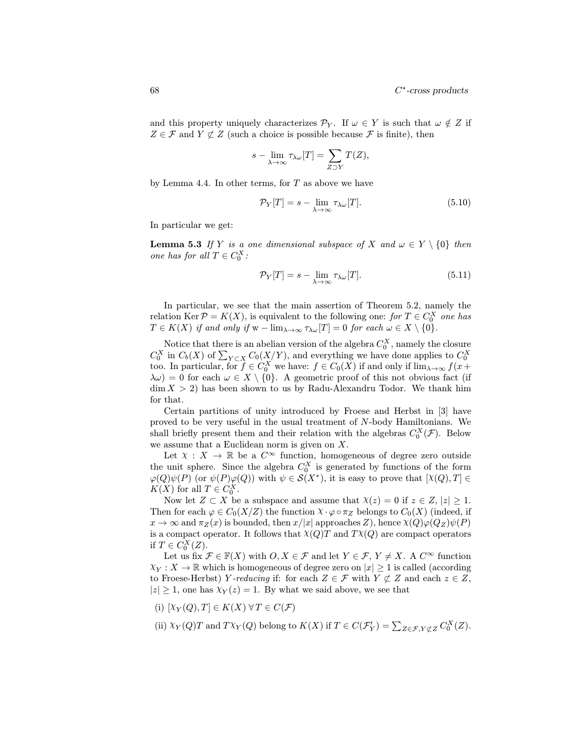and this property uniquely characterizes $\mathcal{P}_Y$. If $\omega \in Y$ is such that $\omega \notin Z$ if $Z \in \mathcal{F}$ and $Y \not\subset Z$ (such a choice is possible because $\mathcal{F}$ is finite), then

$$s - \lim_{\lambda \to \infty} \tau_{\lambda\omega}[T] = \sum_{Z \supset Y} T(Z),$$

by Lemma 4.4. In other terms, for $T$ as above we have

$$\mathcal{P}_Y[T] = s - \lim_{\lambda \to \infty} \tau_{\lambda\omega}[T]. \tag{5.10}$$

In particular we get:

**Lemma 5.3** *If $Y$ is a one dimensional subspace of $X$ and $\omega \in Y \setminus \{0\}$ then one has for all $T \in C_0^X$:*

$$\mathcal{P}_Y[T] = s - \lim_{\lambda \to \infty} \tau_{\lambda\omega}[T]. \tag{5.11}$$

In particular, we see that the main assertion of Theorem 5.2, namely the relation $\operatorname{Ker} \mathcal{P} = K(X)$, is equivalent to the following one: *for $T \in C_0^X$ one has $T \in K(X)$ if and only if $\mathrm{w} - \lim_{\lambda \to \infty} \tau_{\lambda\omega}[T] = 0$ for each $\omega \in X \setminus \{0\}$.*

Notice that there is an abelian version of the algebra $C_0^X$, namely the closure $C_0^X$ in $C_b(X)$ of $\sum_{Y \subset X} C_0(X/Y)$, and everything we have done applies to $C_0^X$ too. In particular, for $f \in C_0^X$ we have: $f \in C_0(X)$ if and only if $\lim_{\lambda \to \infty} f(x + \lambda\omega) = 0$ for each $\omega \in X \setminus \{0\}$. A geometric proof of this not obvious fact (if $\dim X > 2$) has been shown to us by Radu-Alexandru Todor. We thank him for that.

Certain partitions of unity introduced by Froese and Herbst in [3] have proved to be very useful in the usual treatment of $N$-body Hamiltonians. We shall briefly present them and their relation with the algebras $C_0^X(\mathcal{F})$. Below we assume that a Euclidean norm is given on $X$.

Let $\chi : X \to \mathbb{R}$ be a $C^\infty$ function, homogeneous of degree zero outside the unit sphere. Since the algebra $C_0^X$ is generated by functions of the form $\varphi(Q)\psi(P)$ (or $\psi(P)\varphi(Q)$) with $\psi \in \mathcal{S}(X^*)$, it is easy to prove that $[\chi(Q), T] \in K(X)$ for all $T \in C_0^X$.

Now let $Z \subset X$ be a subspace and assume that $\chi(z) = 0$ if $z \in Z$, $|z| \geq 1$. Then for each $\varphi \in C_0(X/Z)$ the function $\chi \cdot \varphi \circ \pi_Z$ belongs to $C_0(X)$ (indeed, if $x \to \infty$ and $\pi_Z(x)$ is bounded, then $x/|x|$ approaches $Z$), hence $\chi(Q)\varphi(Q_Z)\psi(P)$ is a compact operator. It follows that $\chi(Q)T$ and $T\chi(Q)$ are compact operators if $T \in C_0^X(Z)$.

Let us fix $\mathcal{F} \in \mathbb{F}(X)$ with $O, X \in \mathcal{F}$ and let $Y \in \mathcal{F}$, $Y \neq X$. A $C^\infty$ function $\chi_Y : X \to \mathbb{R}$ which is homogeneous of degree zero on $|x| \geq 1$ is called (according to Froese-Herbst) *$Y$-reducing* if: for each $Z \in \mathcal{F}$ with $Y \not\subset Z$ and each $z \in Z$, $|z| \geq 1$, one has $\chi_Y(z) = 1$. By what we said above, we see that

(i) $[\chi_Y(Q), T] \in K(X)\ \forall T \in C(\mathcal{F})$

(ii) $\chi_Y(Q)T$ and $T\chi_Y(Q)$ belong to $K(X)$ if $T \in C(\mathcal{F}'_Y) = \sum_{Z \in \mathcal{F}, Y \not\subset Z} C_0^X(Z)$.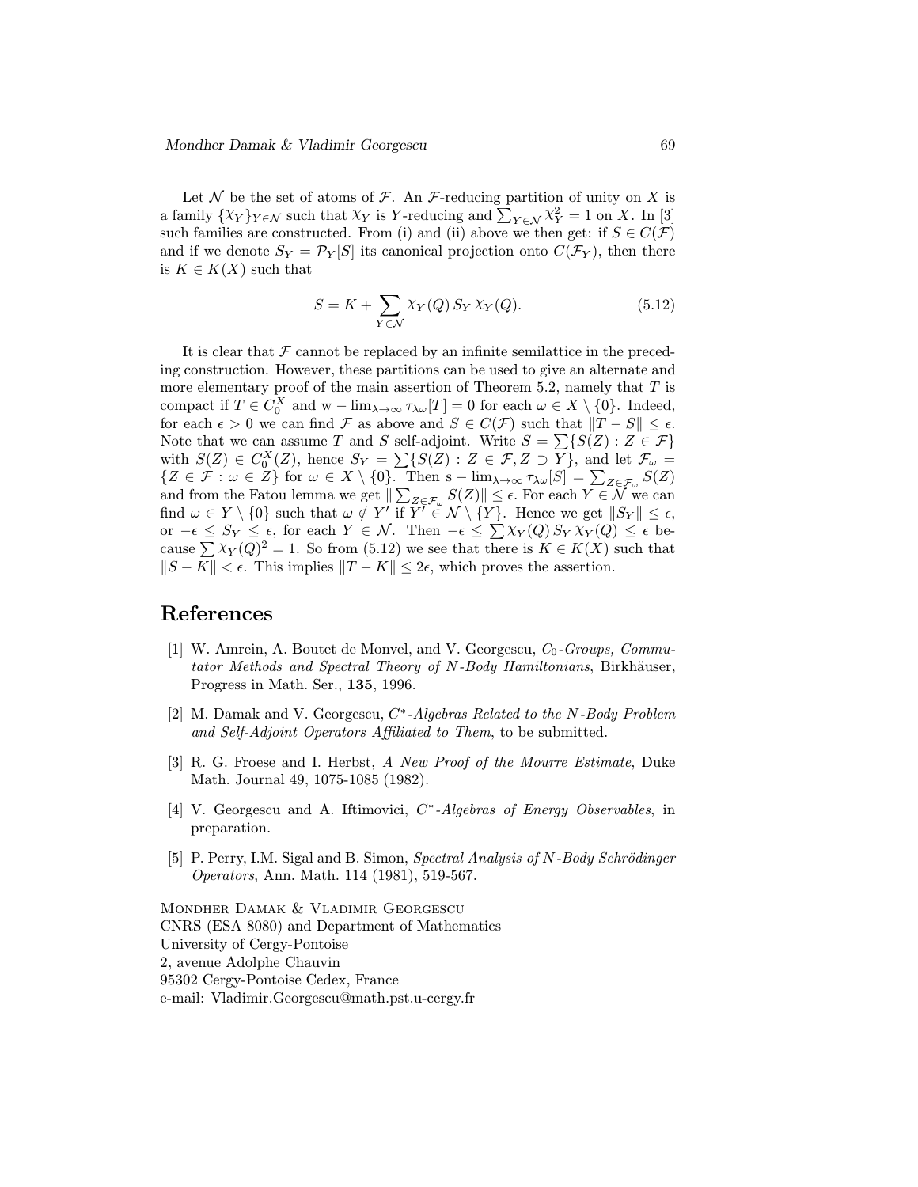Let $\mathcal{N}$ be the set of atoms of $\mathcal{F}$. An $\mathcal{F}$-reducing partition of unity on $X$ is a family $\{\chi_Y\}_{Y\in\mathcal{N}}$ such that $\chi_Y$ is $Y$-reducing and $\sum_{Y\in\mathcal{N}}\chi_Y^2 = 1$ on $X$. In [3] such families are constructed. From (i) and (ii) above we then get: if $S \in C(\mathcal{F})$ and if we denote $S_Y = \mathcal{P}_Y[S]$ its canonical projection onto $C(\mathcal{F}_Y)$, then there is $K \in K(X)$ such that

$$S = K + \sum_{Y\in\mathcal{N}} \chi_Y(Q)\, S_Y\, \chi_Y(Q). \tag{5.12}$$

It is clear that $\mathcal{F}$ cannot be replaced by an infinite semilattice in the preceding construction. However, these partitions can be used to give an alternate and more elementary proof of the main assertion of Theorem 5.2, namely that $T$ is compact if $T \in C_0^X$ and $\mathrm{w}-\lim_{\lambda\to\infty}\tau_{\lambda\omega}[T] = 0$ for each $\omega \in X\setminus\{0\}$. Indeed, for each $\epsilon > 0$ we can find $\mathcal{F}$ as above and $S \in C(\mathcal{F})$ such that $\|T - S\| \le \epsilon$. Note that we can assume $T$ and $S$ self-adjoint. Write $S = \sum\{S(Z) : Z \in \mathcal{F}\}$ with $S(Z) \in C_0^X(Z)$, hence $S_Y = \sum\{S(Z) : Z \in \mathcal{F}, Z \supset Y\}$, and let $\mathcal{F}_\omega = \{Z \in \mathcal{F} : \omega \in Z\}$ for $\omega \in X\setminus\{0\}$. Then $\mathrm{s}-\lim_{\lambda\to\infty}\tau_{\lambda\omega}[S] = \sum_{Z\in\mathcal{F}_\omega} S(Z)$ and from the Fatou lemma we get $\|\sum_{Z\in\mathcal{F}_\omega} S(Z)\| \le \epsilon$. For each $Y \in \mathcal{N}$ we can find $\omega \in Y\setminus\{0\}$ such that $\omega \notin Y'$ if $Y' \in \mathcal{N}\setminus\{Y\}$. Hence we get $\|S_Y\| \le \epsilon$, or $-\epsilon \le S_Y \le \epsilon$, for each $Y \in \mathcal{N}$. Then $-\epsilon \le \sum \chi_Y(Q)\, S_Y\, \chi_Y(Q) \le \epsilon$ because $\sum \chi_Y(Q)^2 = 1$. So from (5.12) we see that there is $K \in K(X)$ such that $\|S - K\| < \epsilon$. This implies $\|T - K\| \le 2\epsilon$, which proves the assertion.

# References

[1] W. Amrein, A. Boutet de Monvel, and V. Georgescu, *$C_0$-Groups, Commutator Methods and Spectral Theory of $N$-Body Hamiltonians*, Birkhäuser, Progress in Math. Ser., **135**, 1996.

[2] M. Damak and V. Georgescu, *$C^*$-Algebras Related to the $N$-Body Problem and Self-Adjoint Operators Affiliated to Them*, to be submitted.

[3] R. G. Froese and I. Herbst, *A New Proof of the Mourre Estimate*, Duke Math. Journal 49, 1075-1085 (1982).

[4] V. Georgescu and A. Iftimovici, *$C^*$-Algebras of Energy Observables*, in preparation.

[5] P. Perry, I.M. Sigal and B. Simon, *Spectral Analysis of $N$-Body Schrödinger Operators*, Ann. Math. 114 (1981), 519-567.

Mondher Damak & Vladimir Georgescu
CNRS (ESA 8080) and Department of Mathematics
University of Cergy-Pontoise
2, avenue Adolphe Chauvin
95302 Cergy-Pontoise Cedex, France
e-mail: Vladimir.Georgescu@math.pst.u-cergy.fr